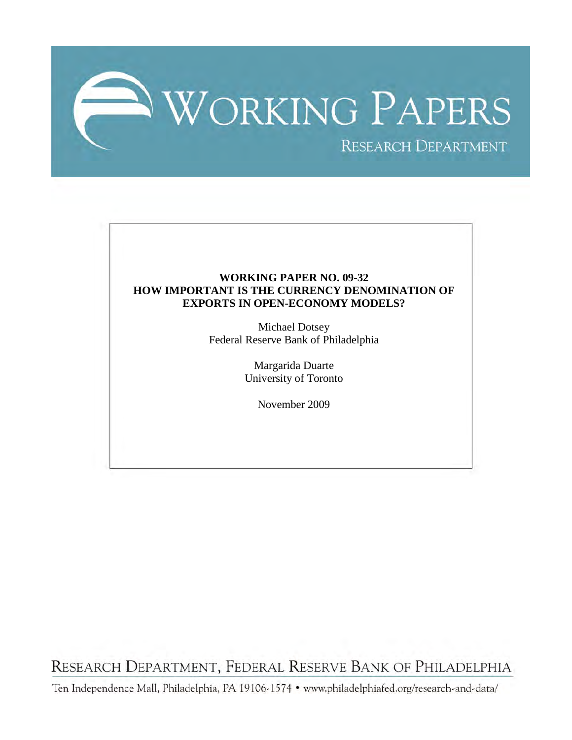# WORKING PAPERS

RESEARCH DEPARTMENT

**WORKING PAPER NO. 09-32**
**HOW IMPORTANT IS THE CURRENCY DENOMINATION OF EXPORTS IN OPEN-ECONOMY MODELS?**

Michael Dotsey
Federal Reserve Bank of Philadelphia

Margarida Duarte
University of Toronto

November 2009

RESEARCH DEPARTMENT, FEDERAL RESERVE BANK OF PHILADELPHIA

Ten Independence Mall, Philadelphia, PA 19106-1574 • www.philadelphiafed.org/research-and-data/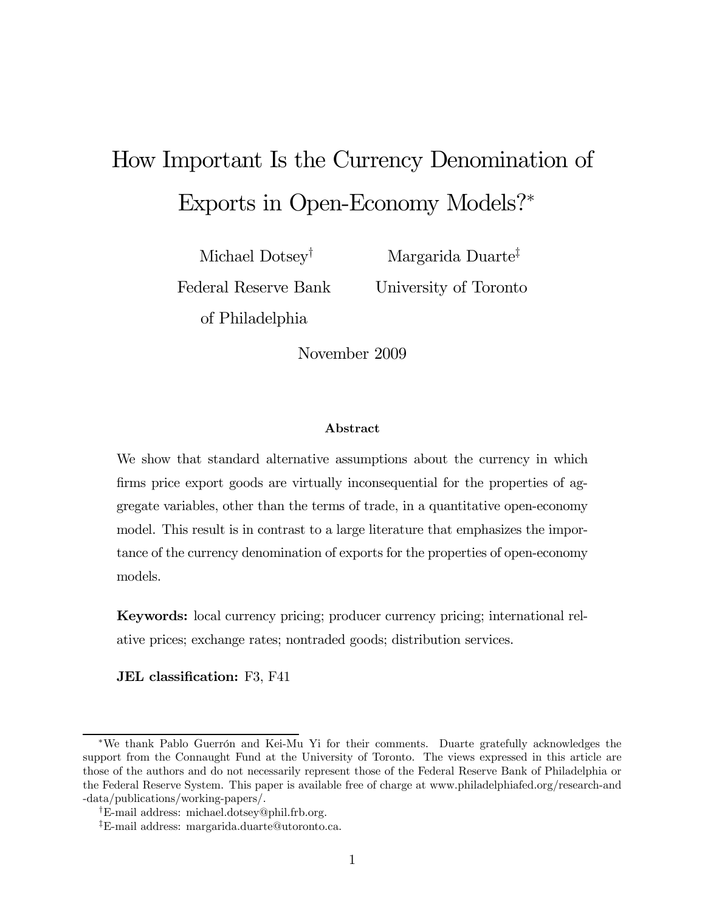# How Important Is the Currency Denomination of Exports in Open-Economy Models?*

Michael Dotsey[†]
Federal Reserve Bank of Philadelphia

Margarida Duarte[‡]
University of Toronto

November 2009

### Abstract

We show that standard alternative assumptions about the currency in which firms price export goods are virtually inconsequential for the properties of aggregate variables, other than the terms of trade, in a quantitative open-economy model. This result is in contrast to a large literature that emphasizes the importance of the currency denomination of exports for the properties of open-economy models.

**Keywords:** local currency pricing; producer currency pricing; international relative prices; exchange rates; nontraded goods; distribution services.

**JEL classification:** F3, F41

---

*We thank Pablo Guerrón and Kei-Mu Yi for their comments. Duarte gratefully acknowledges the support from the Connaught Fund at the University of Toronto. The views expressed in this article are those of the authors and do not necessarily represent those of the Federal Reserve Bank of Philadelphia or the Federal Reserve System. This paper is available free of charge at www.philadelphiafed.org/research-and-data/publications/working-papers/.

[†]E-mail address: michael.dotsey@phil.frb.org.

[‡]E-mail address: margarida.duarte@utoronto.ca.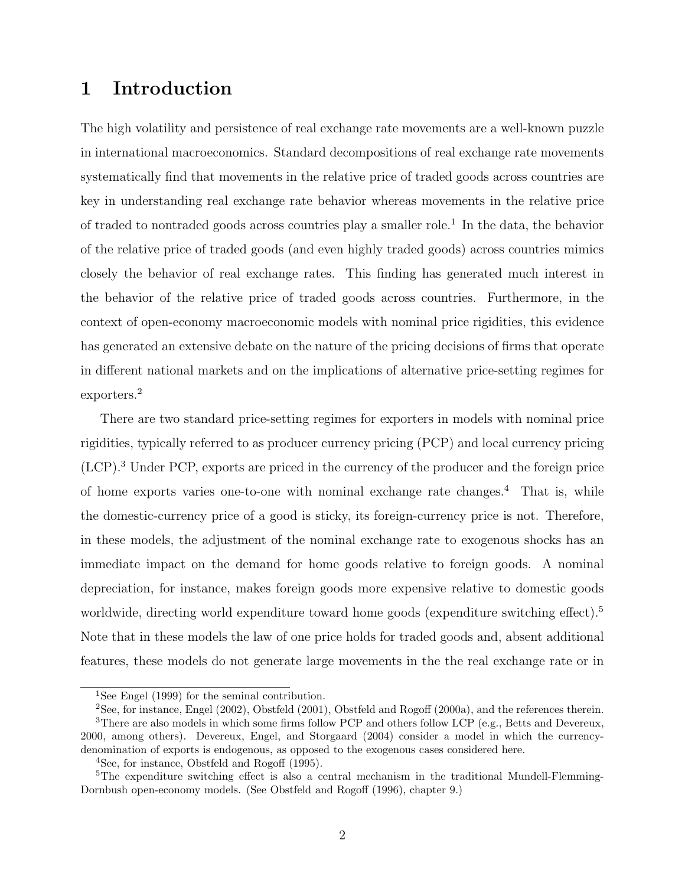# 1 Introduction

The high volatility and persistence of real exchange rate movements are a well-known puzzle in international macroeconomics. Standard decompositions of real exchange rate movements systematically find that movements in the relative price of traded goods across countries are key in understanding real exchange rate behavior whereas movements in the relative price of traded to nontraded goods across countries play a smaller role.[1] In the data, the behavior of the relative price of traded goods (and even highly traded goods) across countries mimics closely the behavior of real exchange rates. This finding has generated much interest in the behavior of the relative price of traded goods across countries. Furthermore, in the context of open-economy macroeconomic models with nominal price rigidities, this evidence has generated an extensive debate on the nature of the pricing decisions of firms that operate in different national markets and on the implications of alternative price-setting regimes for exporters.[2]

There are two standard price-setting regimes for exporters in models with nominal price rigidities, typically referred to as producer currency pricing (PCP) and local currency pricing (LCP).[3] Under PCP, exports are priced in the currency of the producer and the foreign price of home exports varies one-to-one with nominal exchange rate changes.[4] That is, while the domestic-currency price of a good is sticky, its foreign-currency price is not. Therefore, in these models, the adjustment of the nominal exchange rate to exogenous shocks has an immediate impact on the demand for home goods relative to foreign goods. A nominal depreciation, for instance, makes foreign goods more expensive relative to domestic goods worldwide, directing world expenditure toward home goods (expenditure switching effect).[5] Note that in these models the law of one price holds for traded goods and, absent additional features, these models do not generate large movements in the the real exchange rate or in

---

[1] See Engel (1999) for the seminal contribution.

[2] See, for instance, Engel (2002), Obstfeld (2001), Obstfeld and Rogoff (2000a), and the references therein.

[3] There are also models in which some firms follow PCP and others follow LCP (e.g., Betts and Devereux, 2000, among others). Devereux, Engel, and Storgaard (2004) consider a model in which the currency-denomination of exports is endogenous, as opposed to the exogenous cases considered here.

[4] See, for instance, Obstfeld and Rogoff (1995).

[5] The expenditure switching effect is also a central mechanism in the traditional Mundell-Flemming-Dornbush open-economy models. (See Obstfeld and Rogoff (1996), chapter 9.)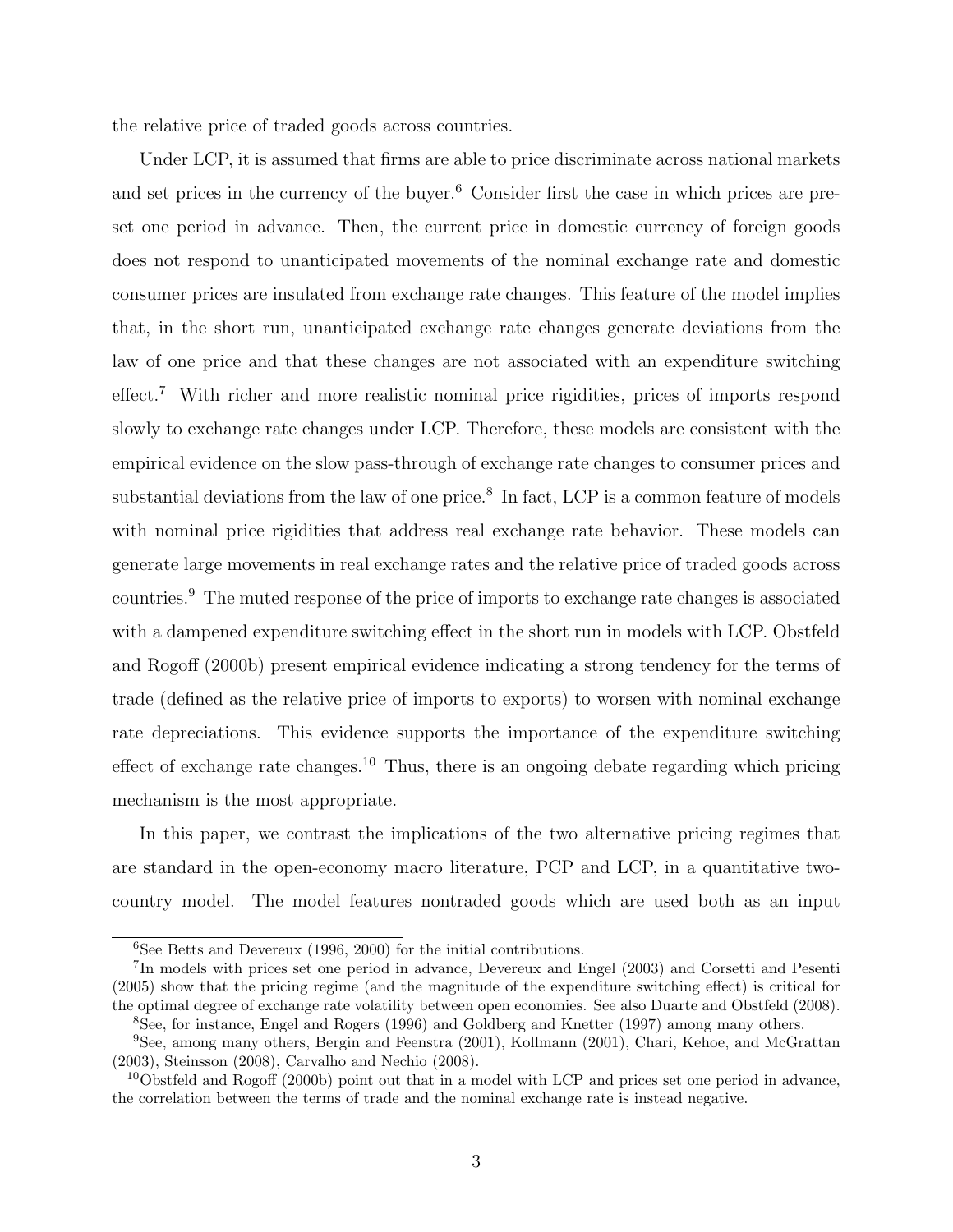the relative price of traded goods across countries.

Under LCP, it is assumed that firms are able to price discriminate across national markets and set prices in the currency of the buyer.[6] Consider first the case in which prices are pre-set one period in advance. Then, the current price in domestic currency of foreign goods does not respond to unanticipated movements of the nominal exchange rate and domestic consumer prices are insulated from exchange rate changes. This feature of the model implies that, in the short run, unanticipated exchange rate changes generate deviations from the law of one price and that these changes are not associated with an expenditure switching effect.[7] With richer and more realistic nominal price rigidities, prices of imports respond slowly to exchange rate changes under LCP. Therefore, these models are consistent with the empirical evidence on the slow pass-through of exchange rate changes to consumer prices and substantial deviations from the law of one price.[8] In fact, LCP is a common feature of models with nominal price rigidities that address real exchange rate behavior. These models can generate large movements in real exchange rates and the relative price of traded goods across countries.[9] The muted response of the price of imports to exchange rate changes is associated with a dampened expenditure switching effect in the short run in models with LCP. Obstfeld and Rogoff (2000b) present empirical evidence indicating a strong tendency for the terms of trade (defined as the relative price of imports to exports) to worsen with nominal exchange rate depreciations. This evidence supports the importance of the expenditure switching effect of exchange rate changes.[10] Thus, there is an ongoing debate regarding which pricing mechanism is the most appropriate.

In this paper, we contrast the implications of the two alternative pricing regimes that are standard in the open-economy macro literature, PCP and LCP, in a quantitative two-country model. The model features nontraded goods which are used both as an input

---

[6] See Betts and Devereux (1996, 2000) for the initial contributions.

[7] In models with prices set one period in advance, Devereux and Engel (2003) and Corsetti and Pesenti (2005) show that the pricing regime (and the magnitude of the expenditure switching effect) is critical for the optimal degree of exchange rate volatility between open economies. See also Duarte and Obstfeld (2008).

[8] See, for instance, Engel and Rogers (1996) and Goldberg and Knetter (1997) among many others.

[9] See, among many others, Bergin and Feenstra (2001), Kollmann (2001), Chari, Kehoe, and McGrattan (2003), Steinsson (2008), Carvalho and Nechio (2008).

[10] Obstfeld and Rogoff (2000b) point out that in a model with LCP and prices set one period in advance, the correlation between the terms of trade and the nominal exchange rate is instead negative.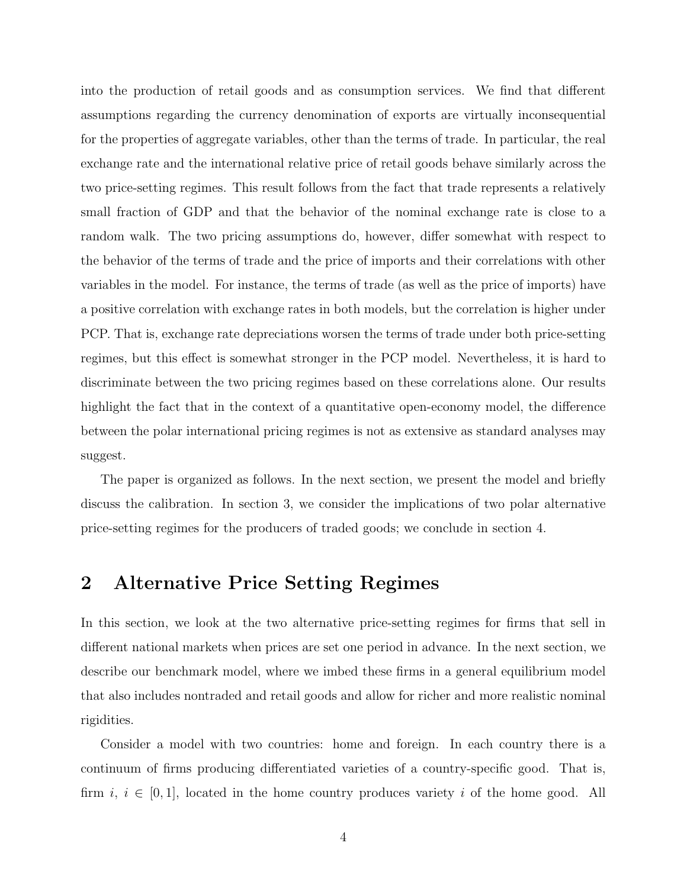into the production of retail goods and as consumption services. We find that different assumptions regarding the currency denomination of exports are virtually inconsequential for the properties of aggregate variables, other than the terms of trade. In particular, the real exchange rate and the international relative price of retail goods behave similarly across the two price-setting regimes. This result follows from the fact that trade represents a relatively small fraction of GDP and that the behavior of the nominal exchange rate is close to a random walk. The two pricing assumptions do, however, differ somewhat with respect to the behavior of the terms of trade and the price of imports and their correlations with other variables in the model. For instance, the terms of trade (as well as the price of imports) have a positive correlation with exchange rates in both models, but the correlation is higher under PCP. That is, exchange rate depreciations worsen the terms of trade under both price-setting regimes, but this effect is somewhat stronger in the PCP model. Nevertheless, it is hard to discriminate between the two pricing regimes based on these correlations alone. Our results highlight the fact that in the context of a quantitative open-economy model, the difference between the polar international pricing regimes is not as extensive as standard analyses may suggest.

The paper is organized as follows. In the next section, we present the model and briefly discuss the calibration. In section 3, we consider the implications of two polar alternative price-setting regimes for the producers of traded goods; we conclude in section 4.

# 2 Alternative Price Setting Regimes

In this section, we look at the two alternative price-setting regimes for firms that sell in different national markets when prices are set one period in advance. In the next section, we describe our benchmark model, where we imbed these firms in a general equilibrium model that also includes nontraded and retail goods and allow for richer and more realistic nominal rigidities.

Consider a model with two countries: home and foreign. In each country there is a continuum of firms producing differentiated varieties of a country-specific good. That is, firm $i$, $i \in [0, 1]$, located in the home country produces variety $i$ of the home good. All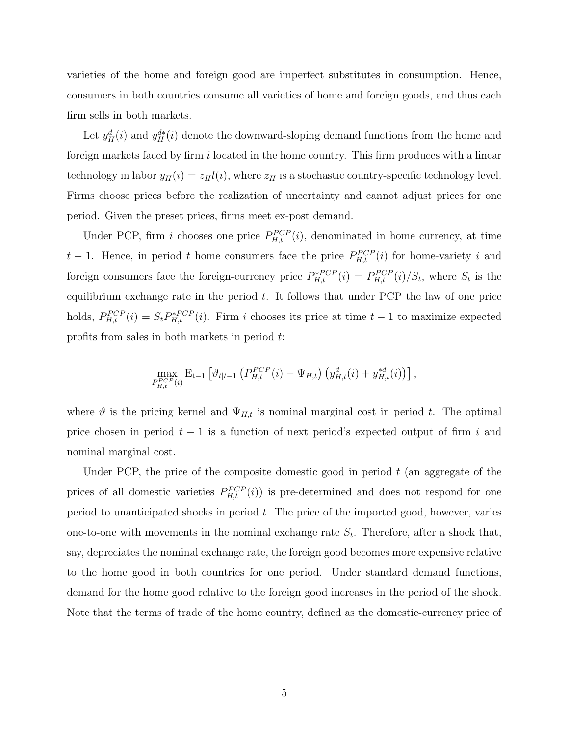varieties of the home and foreign good are imperfect substitutes in consumption. Hence, consumers in both countries consume all varieties of home and foreign goods, and thus each firm sells in both markets.

Let $y_H^d(i)$ and $y_H^{d*}(i)$ denote the downward-sloping demand functions from the home and foreign markets faced by firm $i$ located in the home country. This firm produces with a linear technology in labor $y_H(i) = z_H l(i)$, where $z_H$ is a stochastic country-specific technology level. Firms choose prices before the realization of uncertainty and cannot adjust prices for one period. Given the preset prices, firms meet ex-post demand.

Under PCP, firm $i$ chooses one price $P_{H,t}^{PCP}(i)$, denominated in home currency, at time $t-1$. Hence, in period $t$ home consumers face the price $P_{H,t}^{PCP}(i)$ for home-variety $i$ and foreign consumers face the foreign-currency price $P_{H,t}^{*PCP}(i) = P_{H,t}^{PCP}(i)/S_t$, where $S_t$ is the equilibrium exchange rate in the period $t$. It follows that under PCP the law of one price holds, $P_{H,t}^{PCP}(i) = S_t P_{H,t}^{*PCP}(i)$. Firm $i$ chooses its price at time $t-1$ to maximize expected profits from sales in both markets in period $t$:

$$\max_{P_{H,t}^{PCP}(i)} \mathrm{E}_{t-1}\left[\vartheta_{t|t-1}\left(P_{H,t}^{PCP}(i) - \Psi_{H,t}\right)\left(y_{H,t}^d(i) + y_{H,t}^{*d}(i)\right)\right],$$

where $\vartheta$ is the pricing kernel and $\Psi_{H,t}$ is nominal marginal cost in period $t$. The optimal price chosen in period $t-1$ is a function of next period's expected output of firm $i$ and nominal marginal cost.

Under PCP, the price of the composite domestic good in period $t$ (an aggregate of the prices of all domestic varieties $P_{H,t}^{PCP}(i)$) is pre-determined and does not respond for one period to unanticipated shocks in period $t$. The price of the imported good, however, varies one-to-one with movements in the nominal exchange rate $S_t$. Therefore, after a shock that, say, depreciates the nominal exchange rate, the foreign good becomes more expensive relative to the home good in both countries for one period. Under standard demand functions, demand for the home good relative to the foreign good increases in the period of the shock. Note that the terms of trade of the home country, defined as the domestic-currency price of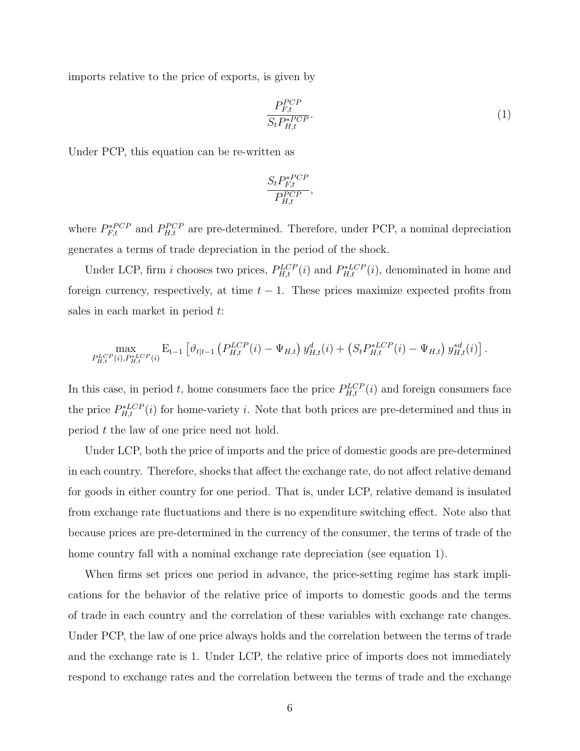imports relative to the price of exports, is given by

$$\frac{P_{F,t}^{PCP}}{S_t P_{H,t}^{*PCP}}. \tag{1}$$

Under PCP, this equation can be re-written as

$$\frac{S_t P_{F,t}^{*PCP}}{P_{H,t}^{PCP}},$$

where $P_{F,t}^{*PCP}$ and $P_{H,t}^{PCP}$ are pre-determined. Therefore, under PCP, a nominal depreciation generates a terms of trade depreciation in the period of the shock.

Under LCP, firm $i$ chooses two prices, $P_{H,t}^{LCP}(i)$ and $P_{H,t}^{*LCP}(i)$, denominated in home and foreign currency, respectively, at time $t-1$. These prices maximize expected profits from sales in each market in period $t$:

$$\max_{P_{H,t}^{LCP}(i), P_{H,t}^{*LCP}(i)} \mathrm{E}_{t-1}\left[\vartheta_{t|t-1}\left(P_{H,t}^{LCP}(i) - \Psi_{H,t}\right) y_{H,t}^{d}(i) + \left(S_t P_{H,t}^{*LCP}(i) - \Psi_{H,t}\right) y_{H,t}^{*d}(i)\right].$$

In this case, in period $t$, home consumers face the price $P_{H,t}^{LCP}(i)$ and foreign consumers face the price $P_{H,t}^{*LCP}(i)$ for home-variety $i$. Note that both prices are pre-determined and thus in period $t$ the law of one price need not hold.

Under LCP, both the price of imports and the price of domestic goods are pre-determined in each country. Therefore, shocks that affect the exchange rate, do not affect relative demand for goods in either country for one period. That is, under LCP, relative demand is insulated from exchange rate fluctuations and there is no expenditure switching effect. Note also that because prices are pre-determined in the currency of the consumer, the terms of trade of the home country fall with a nominal exchange rate depreciation (see equation 1).

When firms set prices one period in advance, the price-setting regime has stark implications for the behavior of the relative price of imports to domestic goods and the terms of trade in each country and the correlation of these variables with exchange rate changes. Under PCP, the law of one price always holds and the correlation between the terms of trade and the exchange rate is 1. Under LCP, the relative price of imports does not immediately respond to exchange rates and the correlation between the terms of trade and the exchange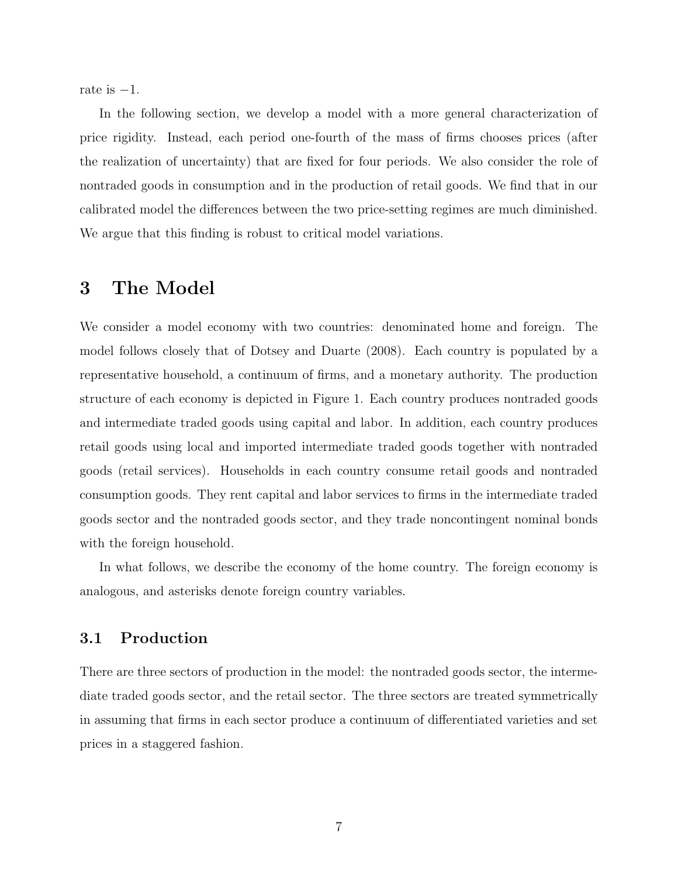rate is $-1$.

In the following section, we develop a model with a more general characterization of price rigidity. Instead, each period one-fourth of the mass of firms chooses prices (after the realization of uncertainty) that are fixed for four periods. We also consider the role of nontraded goods in consumption and in the production of retail goods. We find that in our calibrated model the differences between the two price-setting regimes are much diminished. We argue that this finding is robust to critical model variations.

# 3 The Model

We consider a model economy with two countries: denominated home and foreign. The model follows closely that of Dotsey and Duarte (2008). Each country is populated by a representative household, a continuum of firms, and a monetary authority. The production structure of each economy is depicted in Figure 1. Each country produces nontraded goods and intermediate traded goods using capital and labor. In addition, each country produces retail goods using local and imported intermediate traded goods together with nontraded goods (retail services). Households in each country consume retail goods and nontraded consumption goods. They rent capital and labor services to firms in the intermediate traded goods sector and the nontraded goods sector, and they trade noncontingent nominal bonds with the foreign household.

In what follows, we describe the economy of the home country. The foreign economy is analogous, and asterisks denote foreign country variables.

## 3.1 Production

There are three sectors of production in the model: the nontraded goods sector, the intermediate traded goods sector, and the retail sector. The three sectors are treated symmetrically in assuming that firms in each sector produce a continuum of differentiated varieties and set prices in a staggered fashion.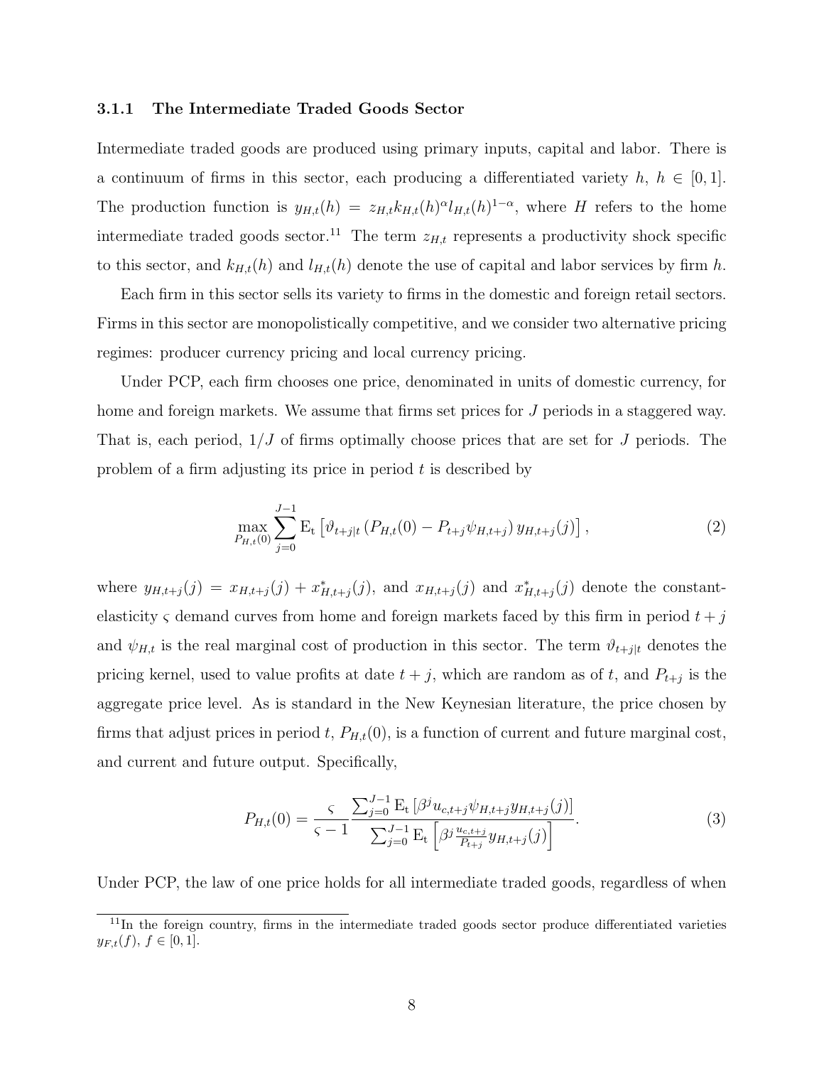### 3.1.1 The Intermediate Traded Goods Sector

Intermediate traded goods are produced using primary inputs, capital and labor. There is a continuum of firms in this sector, each producing a differentiated variety $h$, $h \in [0, 1]$. The production function is $y_{H,t}(h) = z_{H,t}k_{H,t}(h)^{\alpha}l_{H,t}(h)^{1-\alpha}$, where $H$ refers to the home intermediate traded goods sector.[11] The term $z_{H,t}$ represents a productivity shock specific to this sector, and $k_{H,t}(h)$ and $l_{H,t}(h)$ denote the use of capital and labor services by firm $h$.

Each firm in this sector sells its variety to firms in the domestic and foreign retail sectors. Firms in this sector are monopolistically competitive, and we consider two alternative pricing regimes: producer currency pricing and local currency pricing.

Under PCP, each firm chooses one price, denominated in units of domestic currency, for home and foreign markets. We assume that firms set prices for $J$ periods in a staggered way. That is, each period, $1/J$ of firms optimally choose prices that are set for $J$ periods. The problem of a firm adjusting its price in period $t$ is described by

$$\max_{P_{H,t}(0)} \sum_{j=0}^{J-1} \mathrm{E_t}\left[\vartheta_{t+j|t}\left(P_{H,t}(0) - P_{t+j}\psi_{H,t+j}\right)y_{H,t+j}(j)\right], \tag{2}$$

where $y_{H,t+j}(j) = x_{H,t+j}(j) + x^{*}_{H,t+j}(j)$, and $x_{H,t+j}(j)$ and $x^{*}_{H,t+j}(j)$ denote the constant-elasticity $\varsigma$ demand curves from home and foreign markets faced by this firm in period $t+j$ and $\psi_{H,t}$ is the real marginal cost of production in this sector. The term $\vartheta_{t+j|t}$ denotes the pricing kernel, used to value profits at date $t+j$, which are random as of $t$, and $P_{t+j}$ is the aggregate price level. As is standard in the New Keynesian literature, the price chosen by firms that adjust prices in period $t$, $P_{H,t}(0)$, is a function of current and future marginal cost, and current and future output. Specifically,

$$P_{H,t}(0) = \frac{\varsigma}{\varsigma - 1}\frac{\sum_{j=0}^{J-1}\mathrm{E_t}\left[\beta^{j}u_{c,t+j}\psi_{H,t+j}y_{H,t+j}(j)\right]}{\sum_{j=0}^{J-1}\mathrm{E_t}\left[\beta^{j}\frac{u_{c,t+j}}{P_{t+j}}y_{H,t+j}(j)\right]}. \tag{3}$$

Under PCP, the law of one price holds for all intermediate traded goods, regardless of when

[11] In the foreign country, firms in the intermediate traded goods sector produce differentiated varieties $y_{F,t}(f)$, $f \in [0, 1]$.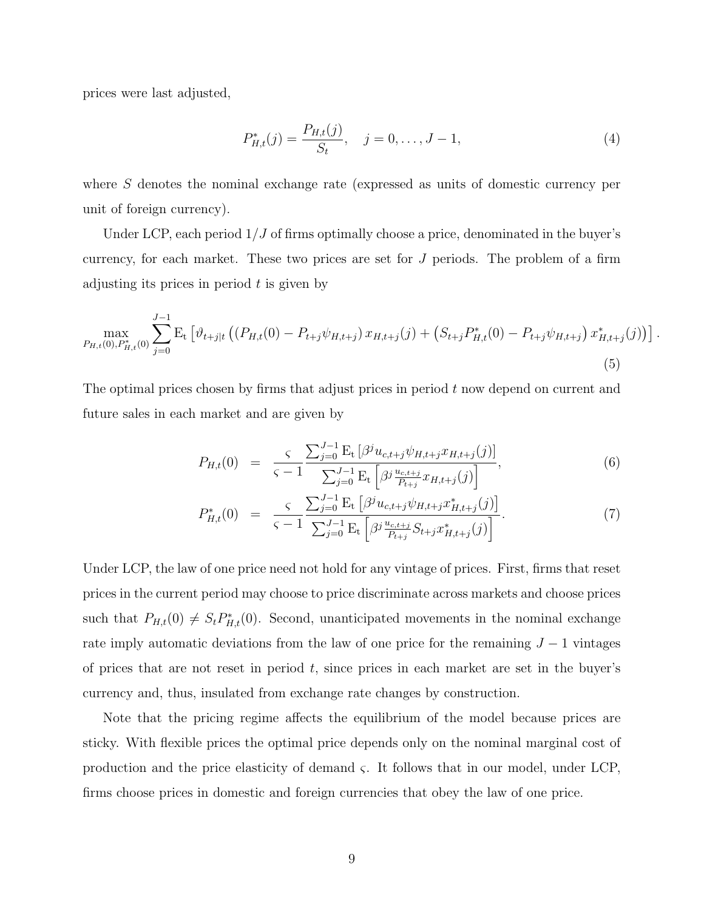prices were last adjusted,

$$P_{H,t}^{*}(j) = \frac{P_{H,t}(j)}{S_t}, \quad j = 0, \ldots, J-1, \tag{4}$$

where $S$ denotes the nominal exchange rate (expressed as units of domestic currency per unit of foreign currency).

Under LCP, each period $1/J$ of firms optimally choose a price, denominated in the buyer's currency, for each market. These two prices are set for $J$ periods. The problem of a firm adjusting its prices in period $t$ is given by

$$\max_{P_{H,t}(0), P_{H,t}^{*}(0)} \sum_{j=0}^{J-1} \mathrm{E_t}\left[\vartheta_{t+j|t}\left(\left(P_{H,t}(0) - P_{t+j}\psi_{H,t+j}\right)x_{H,t+j}(j) + \left(S_{t+j}P_{H,t}^{*}(0) - P_{t+j}\psi_{H,t+j}\right)x_{H,t+j}^{*}(j)\right)\right]. \tag{5}$$

The optimal prices chosen by firms that adjust prices in period $t$ now depend on current and future sales in each market and are given by

$$P_{H,t}(0) = \frac{\varsigma}{\varsigma - 1}\frac{\sum_{j=0}^{J-1}\mathrm{E_t}\left[\beta^j u_{c,t+j}\psi_{H,t+j}x_{H,t+j}(j)\right]}{\sum_{j=0}^{J-1}\mathrm{E_t}\left[\beta^j \frac{u_{c,t+j}}{P_{t+j}}x_{H,t+j}(j)\right]}, \tag{6}$$

$$P_{H,t}^{*}(0) = \frac{\varsigma}{\varsigma - 1}\frac{\sum_{j=0}^{J-1}\mathrm{E_t}\left[\beta^j u_{c,t+j}\psi_{H,t+j}x_{H,t+j}^{*}(j)\right]}{\sum_{j=0}^{J-1}\mathrm{E_t}\left[\beta^j \frac{u_{c,t+j}}{P_{t+j}}S_{t+j}x_{H,t+j}^{*}(j)\right]}. \tag{7}$$

Under LCP, the law of one price need not hold for any vintage of prices. First, firms that reset prices in the current period may choose to price discriminate across markets and choose prices such that $P_{H,t}(0) \neq S_t P_{H,t}^{*}(0)$. Second, unanticipated movements in the nominal exchange rate imply automatic deviations from the law of one price for the remaining $J-1$ vintages of prices that are not reset in period $t$, since prices in each market are set in the buyer's currency and, thus, insulated from exchange rate changes by construction.

Note that the pricing regime affects the equilibrium of the model because prices are sticky. With flexible prices the optimal price depends only on the nominal marginal cost of production and the price elasticity of demand $\varsigma$. It follows that in our model, under LCP, firms choose prices in domestic and foreign currencies that obey the law of one price.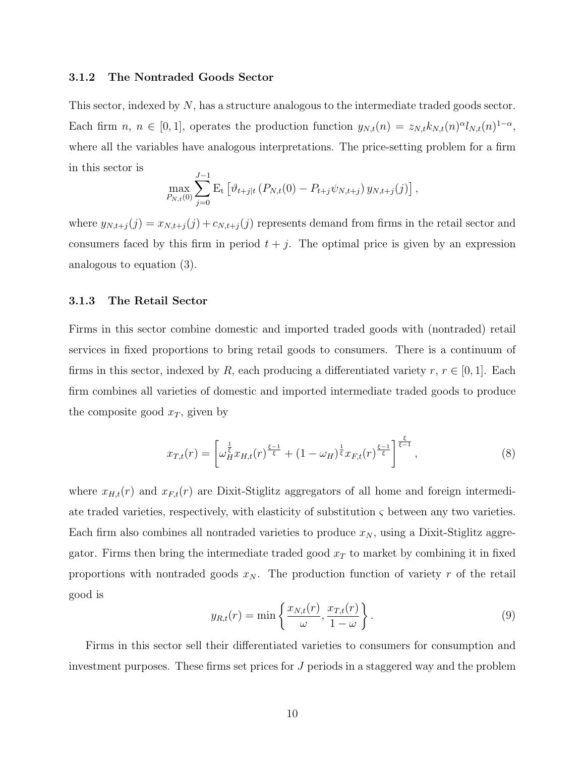### 3.1.2 The Nontraded Goods Sector

This sector, indexed by $N$, has a structure analogous to the intermediate traded goods sector. Each firm $n$, $n \in [0, 1]$, operates the production function $y_{N,t}(n) = z_{N,t} k_{N,t}(n)^{\alpha} l_{N,t}(n)^{1-\alpha}$, where all the variables have analogous interpretations. The price-setting problem for a firm in this sector is

$$\max_{P_{N,t}(0)} \sum_{j=0}^{J-1} \mathrm{E_t} \left[ \vartheta_{t+j|t} \left( P_{N,t}(0) - P_{t+j} \psi_{N,t+j} \right) y_{N,t+j}(j) \right],$$

where $y_{N,t+j}(j) = x_{N,t+j}(j) + c_{N,t+j}(j)$ represents demand from firms in the retail sector and consumers faced by this firm in period $t + j$. The optimal price is given by an expression analogous to equation (3).

### 3.1.3 The Retail Sector

Firms in this sector combine domestic and imported traded goods with (nontraded) retail services in fixed proportions to bring retail goods to consumers. There is a continuum of firms in this sector, indexed by $R$, each producing a differentiated variety $r$, $r \in [0, 1]$. Each firm combines all varieties of domestic and imported intermediate traded goods to produce the composite good $x_T$, given by

$$x_{T,t}(r) = \left[ \omega_H^{\frac{1}{\xi}} x_{H,t}(r)^{\frac{\xi-1}{\xi}} + (1 - \omega_H)^{\frac{1}{\xi}} x_{F,t}(r)^{\frac{\xi-1}{\xi}} \right]^{\frac{\xi}{\xi-1}}, \tag{8}$$

where $x_{H,t}(r)$ and $x_{F,t}(r)$ are Dixit-Stiglitz aggregators of all home and foreign intermediate traded varieties, respectively, with elasticity of substitution $\varsigma$ between any two varieties. Each firm also combines all nontraded varieties to produce $x_N$, using a Dixit-Stiglitz aggregator. Firms then bring the intermediate traded good $x_T$ to market by combining it in fixed proportions with nontraded goods $x_N$. The production function of variety $r$ of the retail good is

$$y_{R,t}(r) = \min \left\{ \frac{x_{N,t}(r)}{\omega}, \frac{x_{T,t}(r)}{1 - \omega} \right\}. \tag{9}$$

Firms in this sector sell their differentiated varieties to consumers for consumption and investment purposes. These firms set prices for $J$ periods in a staggered way and the problem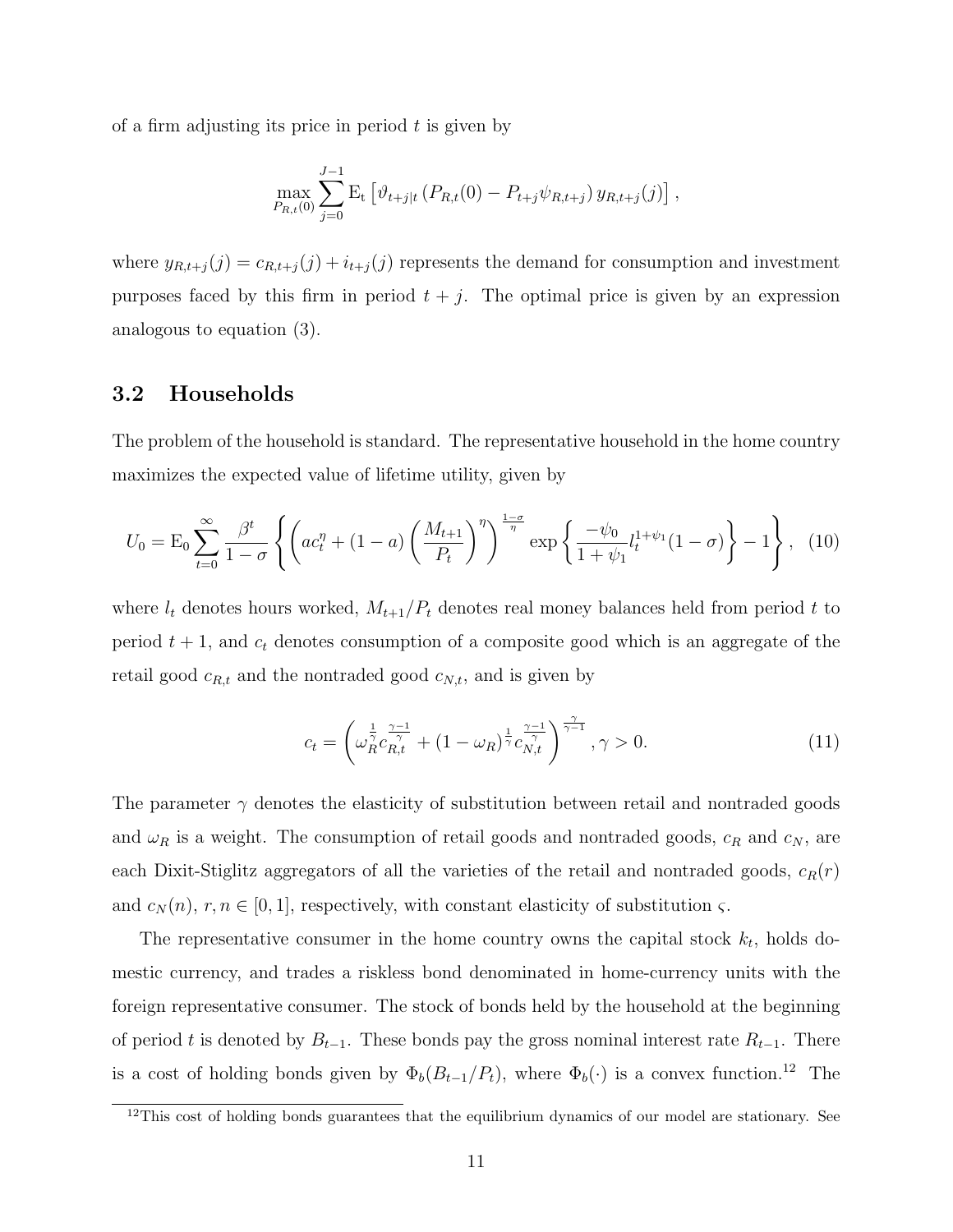of a firm adjusting its price in period $t$ is given by

$$\max_{P_{R,t}(0)} \sum_{j=0}^{J-1} \mathrm{E_t} \left[ \vartheta_{t+j|t} \left( P_{R,t}(0) - P_{t+j} \psi_{R,t+j} \right) y_{R,t+j}(j) \right],$$

where $y_{R,t+j}(j) = c_{R,t+j}(j) + i_{t+j}(j)$ represents the demand for consumption and investment purposes faced by this firm in period $t+j$. The optimal price is given by an expression analogous to equation (3).

### 3.2 Households

The problem of the household is standard. The representative household in the home country maximizes the expected value of lifetime utility, given by

$$U_0 = \mathrm{E}_0 \sum_{t=0}^{\infty} \frac{\beta^t}{1-\sigma} \left\{ \left( a c_t^{\eta} + (1-a) \left( \frac{M_{t+1}}{P_t} \right)^{\eta} \right)^{\frac{1-\sigma}{\eta}} \exp \left\{ \frac{-\psi_0}{1+\psi_1} l_t^{1+\psi_1} (1-\sigma) \right\} - 1 \right\}, \quad (10)$$

where $l_t$ denotes hours worked, $M_{t+1}/P_t$ denotes real money balances held from period $t$ to period $t+1$, and $c_t$ denotes consumption of a composite good which is an aggregate of the retail good $c_{R,t}$ and the nontraded good $c_{N,t}$, and is given by

$$c_t = \left( \omega_R^{\frac{1}{\gamma}} c_{R,t}^{\frac{\gamma-1}{\gamma}} + (1-\omega_R)^{\frac{1}{\gamma}} c_{N,t}^{\frac{\gamma-1}{\gamma}} \right)^{\frac{\gamma}{\gamma-1}}, \gamma > 0. \quad (11)$$

The parameter $\gamma$ denotes the elasticity of substitution between retail and nontraded goods and $\omega_R$ is a weight. The consumption of retail goods and nontraded goods, $c_R$ and $c_N$, are each Dixit-Stiglitz aggregators of all the varieties of the retail and nontraded goods, $c_R(r)$ and $c_N(n)$, $r, n \in [0,1]$, respectively, with constant elasticity of substitution $\varsigma$.

The representative consumer in the home country owns the capital stock $k_t$, holds domestic currency, and trades a riskless bond denominated in home-currency units with the foreign representative consumer. The stock of bonds held by the household at the beginning of period $t$ is denoted by $B_{t-1}$. These bonds pay the gross nominal interest rate $R_{t-1}$. There is a cost of holding bonds given by $\Phi_b(B_{t-1}/P_t)$, where $\Phi_b(\cdot)$ is a convex function.[12] The

[12] This cost of holding bonds guarantees that the equilibrium dynamics of our model are stationary. See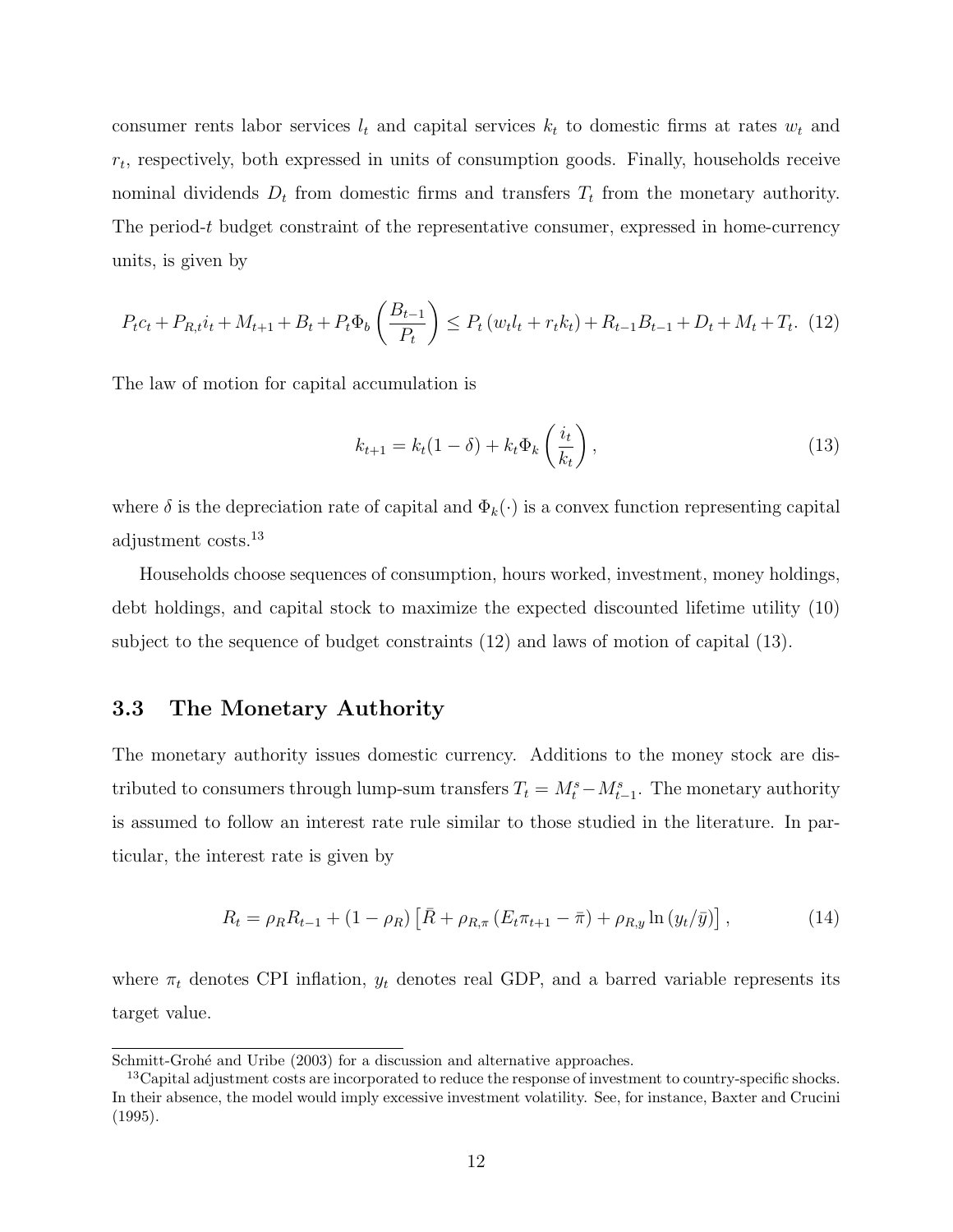consumer rents labor services $l_t$ and capital services $k_t$ to domestic firms at rates $w_t$ and $r_t$, respectively, both expressed in units of consumption goods. Finally, households receive nominal dividends $D_t$ from domestic firms and transfers $T_t$ from the monetary authority. The period-$t$ budget constraint of the representative consumer, expressed in home-currency units, is given by

$$P_t c_t + P_{R,t} i_t + M_{t+1} + B_t + P_t \Phi_b \left( \frac{B_{t-1}}{P_t} \right) \leq P_t \left( w_t l_t + r_t k_t \right) + R_{t-1} B_{t-1} + D_t + M_t + T_t. \quad (12)$$

The law of motion for capital accumulation is

$$k_{t+1} = k_t (1 - \delta) + k_t \Phi_k \left( \frac{i_t}{k_t} \right), \quad (13)$$

where $\delta$ is the depreciation rate of capital and $\Phi_k(\cdot)$ is a convex function representing capital adjustment costs.[13]

Households choose sequences of consumption, hours worked, investment, money holdings, debt holdings, and capital stock to maximize the expected discounted lifetime utility (10) subject to the sequence of budget constraints (12) and laws of motion of capital (13).

### 3.3 The Monetary Authority

The monetary authority issues domestic currency. Additions to the money stock are distributed to consumers through lump-sum transfers $T_t = M_t^s - M_{t-1}^s$. The monetary authority is assumed to follow an interest rate rule similar to those studied in the literature. In particular, the interest rate is given by

$$R_t = \rho_R R_{t-1} + (1 - \rho_R) \left[ \bar{R} + \rho_{R,\pi} \left( E_t \pi_{t+1} - \bar{\pi} \right) + \rho_{R,y} \ln \left( y_t / \bar{y} \right) \right], \quad (14)$$

where $\pi_t$ denotes CPI inflation, $y_t$ denotes real GDP, and a barred variable represents its target value.

---

Schmitt-Grohé and Uribe (2003) for a discussion and alternative approaches.

[13] Capital adjustment costs are incorporated to reduce the response of investment to country-specific shocks. In their absence, the model would imply excessive investment volatility. See, for instance, Baxter and Crucini (1995).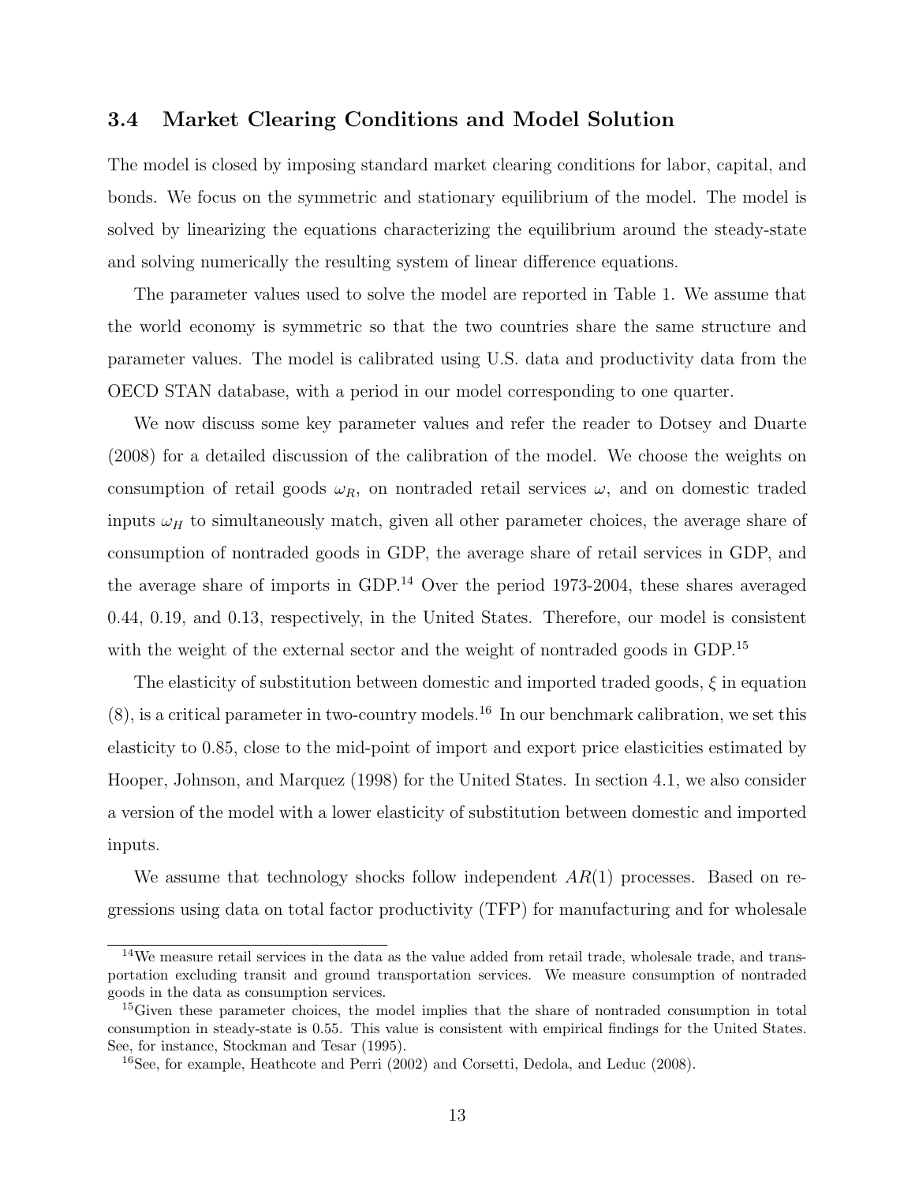### 3.4 Market Clearing Conditions and Model Solution

The model is closed by imposing standard market clearing conditions for labor, capital, and bonds. We focus on the symmetric and stationary equilibrium of the model. The model is solved by linearizing the equations characterizing the equilibrium around the steady-state and solving numerically the resulting system of linear difference equations.

The parameter values used to solve the model are reported in Table 1. We assume that the world economy is symmetric so that the two countries share the same structure and parameter values. The model is calibrated using U.S. data and productivity data from the OECD STAN database, with a period in our model corresponding to one quarter.

We now discuss some key parameter values and refer the reader to Dotsey and Duarte (2008) for a detailed discussion of the calibration of the model. We choose the weights on consumption of retail goods $\omega_R$, on nontraded retail services $\omega$, and on domestic traded inputs $\omega_H$ to simultaneously match, given all other parameter choices, the average share of consumption of nontraded goods in GDP, the average share of retail services in GDP, and the average share of imports in GDP.[14] Over the period 1973-2004, these shares averaged 0.44, 0.19, and 0.13, respectively, in the United States. Therefore, our model is consistent with the weight of the external sector and the weight of nontraded goods in GDP.[15]

The elasticity of substitution between domestic and imported traded goods, $\xi$ in equation (8), is a critical parameter in two-country models.[16] In our benchmark calibration, we set this elasticity to 0.85, close to the mid-point of import and export price elasticities estimated by Hooper, Johnson, and Marquez (1998) for the United States. In section 4.1, we also consider a version of the model with a lower elasticity of substitution between domestic and imported inputs.

We assume that technology shocks follow independent $AR(1)$ processes. Based on regressions using data on total factor productivity (TFP) for manufacturing and for wholesale

[14] We measure retail services in the data as the value added from retail trade, wholesale trade, and transportation excluding transit and ground transportation services. We measure consumption of nontraded goods in the data as consumption services.

[15] Given these parameter choices, the model implies that the share of nontraded consumption in total consumption in steady-state is 0.55. This value is consistent with empirical findings for the United States. See, for instance, Stockman and Tesar (1995).

[16] See, for example, Heathcote and Perri (2002) and Corsetti, Dedola, and Leduc (2008).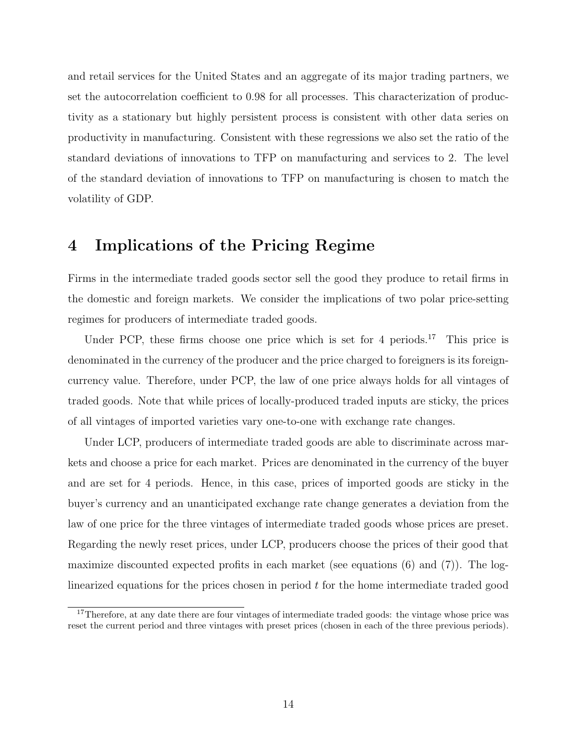and retail services for the United States and an aggregate of its major trading partners, we set the autocorrelation coefficient to 0.98 for all processes. This characterization of productivity as a stationary but highly persistent process is consistent with other data series on productivity in manufacturing. Consistent with these regressions we also set the ratio of the standard deviations of innovations to TFP on manufacturing and services to 2. The level of the standard deviation of innovations to TFP on manufacturing is chosen to match the volatility of GDP.

# 4 Implications of the Pricing Regime

Firms in the intermediate traded goods sector sell the good they produce to retail firms in the domestic and foreign markets. We consider the implications of two polar price-setting regimes for producers of intermediate traded goods.

Under PCP, these firms choose one price which is set for 4 periods.[17] This price is denominated in the currency of the producer and the price charged to foreigners is its foreign-currency value. Therefore, under PCP, the law of one price always holds for all vintages of traded goods. Note that while prices of locally-produced traded inputs are sticky, the prices of all vintages of imported varieties vary one-to-one with exchange rate changes.

Under LCP, producers of intermediate traded goods are able to discriminate across markets and choose a price for each market. Prices are denominated in the currency of the buyer and are set for 4 periods. Hence, in this case, prices of imported goods are sticky in the buyer's currency and an unanticipated exchange rate change generates a deviation from the law of one price for the three vintages of intermediate traded goods whose prices are preset. Regarding the newly reset prices, under LCP, producers choose the prices of their good that maximize discounted expected profits in each market (see equations (6) and (7)). The log-linearized equations for the prices chosen in period $t$ for the home intermediate traded good

[17] Therefore, at any date there are four vintages of intermediate traded goods: the vintage whose price was reset the current period and three vintages with preset prices (chosen in each of the three previous periods).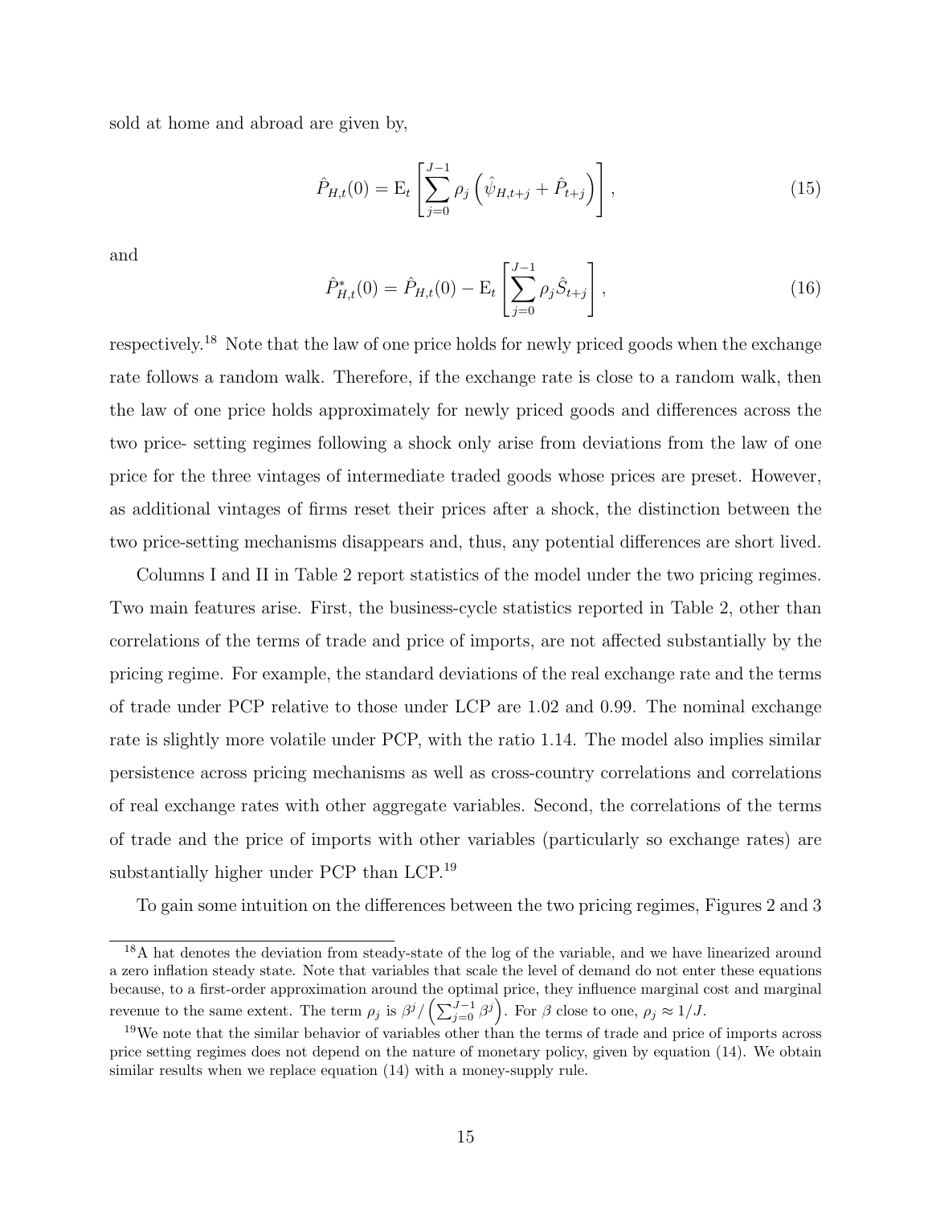sold at home and abroad are given by,

$$\hat{P}_{H,t}(0) = \mathrm{E}_t \left[ \sum_{j=0}^{J-1} \rho_j \left( \hat{\psi}_{H,t+j} + \hat{P}_{t+j} \right) \right], \tag{15}$$

and

$$\hat{P}^*_{H,t}(0) = \hat{P}_{H,t}(0) - \mathrm{E}_t \left[ \sum_{j=0}^{J-1} \rho_j \hat{S}_{t+j} \right], \tag{16}$$

respectively.[18] Note that the law of one price holds for newly priced goods when the exchange rate follows a random walk. Therefore, if the exchange rate is close to a random walk, then the law of one price holds approximately for newly priced goods and differences across the two price- setting regimes following a shock only arise from deviations from the law of one price for the three vintages of intermediate traded goods whose prices are preset. However, as additional vintages of firms reset their prices after a shock, the distinction between the two price-setting mechanisms disappears and, thus, any potential differences are short lived.

Columns I and II in Table 2 report statistics of the model under the two pricing regimes. Two main features arise. First, the business-cycle statistics reported in Table 2, other than correlations of the terms of trade and price of imports, are not affected substantially by the pricing regime. For example, the standard deviations of the real exchange rate and the terms of trade under PCP relative to those under LCP are 1.02 and 0.99. The nominal exchange rate is slightly more volatile under PCP, with the ratio 1.14. The model also implies similar persistence across pricing mechanisms as well as cross-country correlations and correlations of real exchange rates with other aggregate variables. Second, the correlations of the terms of trade and the price of imports with other variables (particularly so exchange rates) are substantially higher under PCP than LCP.[19]

To gain some intuition on the differences between the two pricing regimes, Figures 2 and 3

[18] A hat denotes the deviation from steady-state of the log of the variable, and we have linearized around a zero inflation steady state. Note that variables that scale the level of demand do not enter these equations because, to a first-order approximation around the optimal price, they influence marginal cost and marginal revenue to the same extent. The term $\rho_j$ is $\beta^j / \left( \sum_{j=0}^{J-1} \beta^j \right)$. For $\beta$ close to one, $\rho_j \approx 1/J$.

[19] We note that the similar behavior of variables other than the terms of trade and price of imports across price setting regimes does not depend on the nature of monetary policy, given by equation (14). We obtain similar results when we replace equation (14) with a money-supply rule.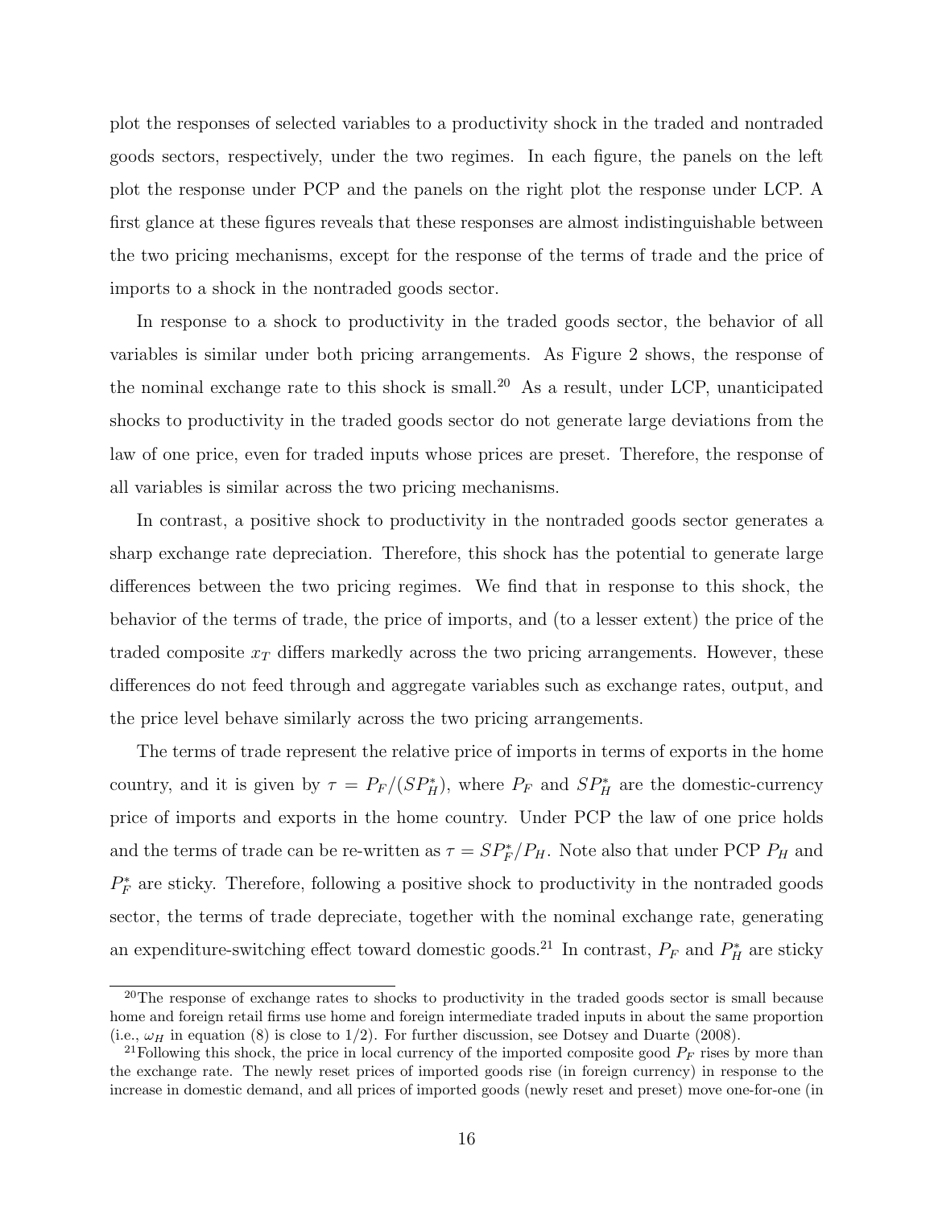plot the responses of selected variables to a productivity shock in the traded and nontraded goods sectors, respectively, under the two regimes. In each figure, the panels on the left plot the response under PCP and the panels on the right plot the response under LCP. A first glance at these figures reveals that these responses are almost indistinguishable between the two pricing mechanisms, except for the response of the terms of trade and the price of imports to a shock in the nontraded goods sector.

In response to a shock to productivity in the traded goods sector, the behavior of all variables is similar under both pricing arrangements. As Figure 2 shows, the response of the nominal exchange rate to this shock is small.[20] As a result, under LCP, unanticipated shocks to productivity in the traded goods sector do not generate large deviations from the law of one price, even for traded inputs whose prices are preset. Therefore, the response of all variables is similar across the two pricing mechanisms.

In contrast, a positive shock to productivity in the nontraded goods sector generates a sharp exchange rate depreciation. Therefore, this shock has the potential to generate large differences between the two pricing regimes. We find that in response to this shock, the behavior of the terms of trade, the price of imports, and (to a lesser extent) the price of the traded composite $x_T$ differs markedly across the two pricing arrangements. However, these differences do not feed through and aggregate variables such as exchange rates, output, and the price level behave similarly across the two pricing arrangements.

The terms of trade represent the relative price of imports in terms of exports in the home country, and it is given by $\tau = P_F/(SP_H^*)$, where $P_F$ and $SP_H^*$ are the domestic-currency price of imports and exports in the home country. Under PCP the law of one price holds and the terms of trade can be re-written as $\tau = SP_F^*/P_H$. Note also that under PCP $P_H$ and $P_F^*$ are sticky. Therefore, following a positive shock to productivity in the nontraded goods sector, the terms of trade depreciate, together with the nominal exchange rate, generating an expenditure-switching effect toward domestic goods.[21] In contrast, $P_F$ and $P_H^*$ are sticky

[20]The response of exchange rates to shocks to productivity in the traded goods sector is small because home and foreign retail firms use home and foreign intermediate traded inputs in about the same proportion (i.e., $\omega_H$ in equation (8) is close to 1/2). For further discussion, see Dotsey and Duarte (2008).

[21]Following this shock, the price in local currency of the imported composite good $P_F$ rises by more than the exchange rate. The newly reset prices of imported goods rise (in foreign currency) in response to the increase in domestic demand, and all prices of imported goods (newly reset and preset) move one-for-one (in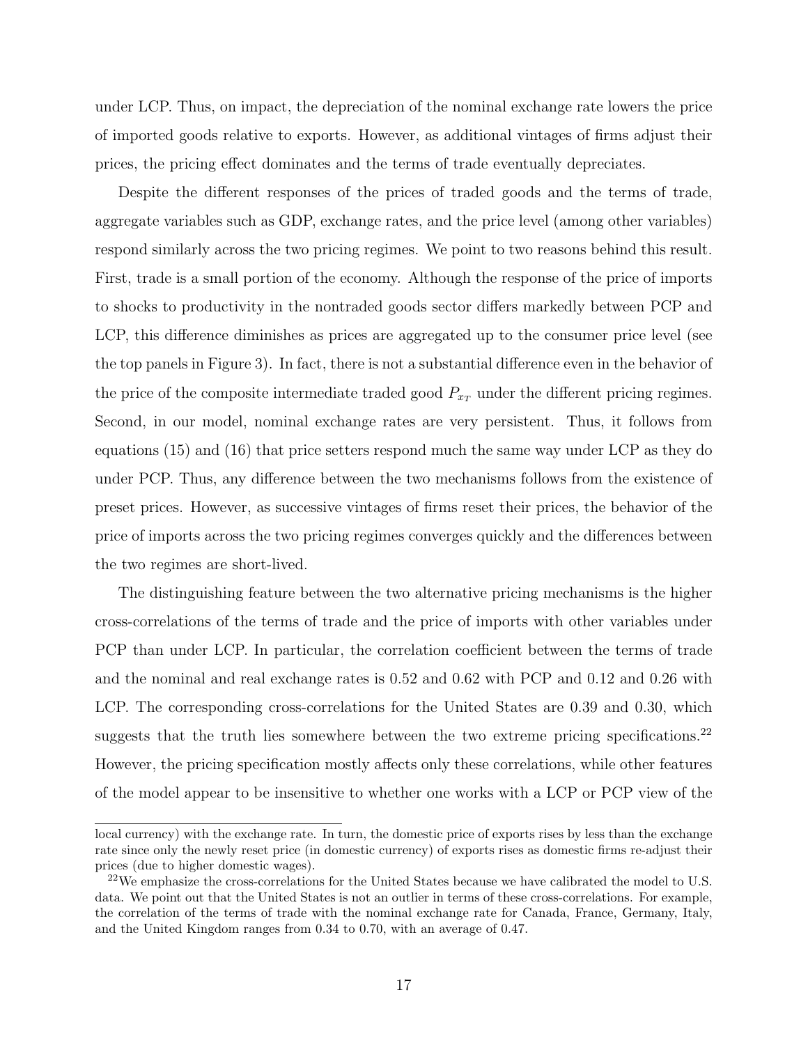under LCP. Thus, on impact, the depreciation of the nominal exchange rate lowers the price of imported goods relative to exports. However, as additional vintages of firms adjust their prices, the pricing effect dominates and the terms of trade eventually depreciates.

Despite the different responses of the prices of traded goods and the terms of trade, aggregate variables such as GDP, exchange rates, and the price level (among other variables) respond similarly across the two pricing regimes. We point to two reasons behind this result. First, trade is a small portion of the economy. Although the response of the price of imports to shocks to productivity in the nontraded goods sector differs markedly between PCP and LCP, this difference diminishes as prices are aggregated up to the consumer price level (see the top panels in Figure 3). In fact, there is not a substantial difference even in the behavior of the price of the composite intermediate traded good $P_{x_T}$ under the different pricing regimes. Second, in our model, nominal exchange rates are very persistent. Thus, it follows from equations (15) and (16) that price setters respond much the same way under LCP as they do under PCP. Thus, any difference between the two mechanisms follows from the existence of preset prices. However, as successive vintages of firms reset their prices, the behavior of the price of imports across the two pricing regimes converges quickly and the differences between the two regimes are short-lived.

The distinguishing feature between the two alternative pricing mechanisms is the higher cross-correlations of the terms of trade and the price of imports with other variables under PCP than under LCP. In particular, the correlation coefficient between the terms of trade and the nominal and real exchange rates is 0.52 and 0.62 with PCP and 0.12 and 0.26 with LCP. The corresponding cross-correlations for the United States are 0.39 and 0.30, which suggests that the truth lies somewhere between the two extreme pricing specifications.[22] However, the pricing specification mostly affects only these correlations, while other features of the model appear to be insensitive to whether one works with a LCP or PCP view of the

local currency) with the exchange rate. In turn, the domestic price of exports rises by less than the exchange rate since only the newly reset price (in domestic currency) of exports rises as domestic firms re-adjust their prices (due to higher domestic wages).

[22]We emphasize the cross-correlations for the United States because we have calibrated the model to U.S. data. We point out that the United States is not an outlier in terms of these cross-correlations. For example, the correlation of the terms of trade with the nominal exchange rate for Canada, France, Germany, Italy, and the United Kingdom ranges from 0.34 to 0.70, with an average of 0.47.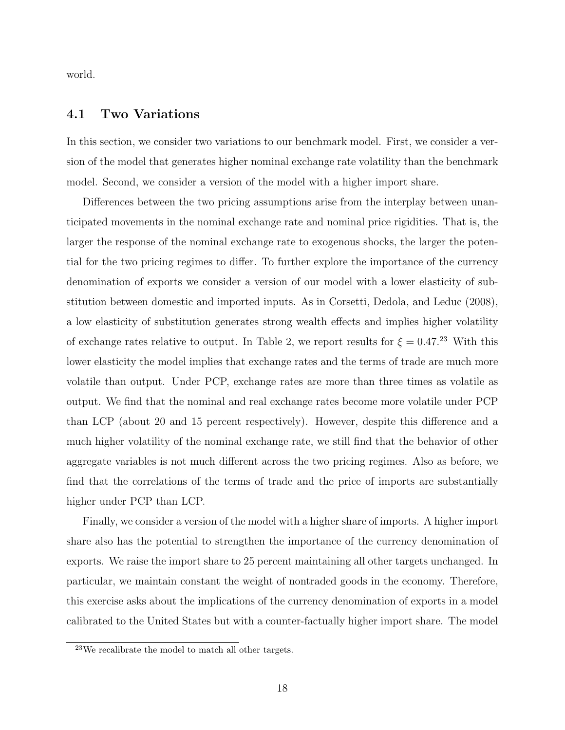world.

### 4.1 Two Variations

In this section, we consider two variations to our benchmark model. First, we consider a version of the model that generates higher nominal exchange rate volatility than the benchmark model. Second, we consider a version of the model with a higher import share.

Differences between the two pricing assumptions arise from the interplay between unanticipated movements in the nominal exchange rate and nominal price rigidities. That is, the larger the response of the nominal exchange rate to exogenous shocks, the larger the potential for the two pricing regimes to differ. To further explore the importance of the currency denomination of exports we consider a version of our model with a lower elasticity of substitution between domestic and imported inputs. As in Corsetti, Dedola, and Leduc (2008), a low elasticity of substitution generates strong wealth effects and implies higher volatility of exchange rates relative to output. In Table 2, we report results for $\xi = 0.47$.[23] With this lower elasticity the model implies that exchange rates and the terms of trade are much more volatile than output. Under PCP, exchange rates are more than three times as volatile as output. We find that the nominal and real exchange rates become more volatile under PCP than LCP (about 20 and 15 percent respectively). However, despite this difference and a much higher volatility of the nominal exchange rate, we still find that the behavior of other aggregate variables is not much different across the two pricing regimes. Also as before, we find that the correlations of the terms of trade and the price of imports are substantially higher under PCP than LCP.

Finally, we consider a version of the model with a higher share of imports. A higher import share also has the potential to strengthen the importance of the currency denomination of exports. We raise the import share to 25 percent maintaining all other targets unchanged. In particular, we maintain constant the weight of nontraded goods in the economy. Therefore, this exercise asks about the implications of the currency denomination of exports in a model calibrated to the United States but with a counter-factually higher import share. The model

[23] We recalibrate the model to match all other targets.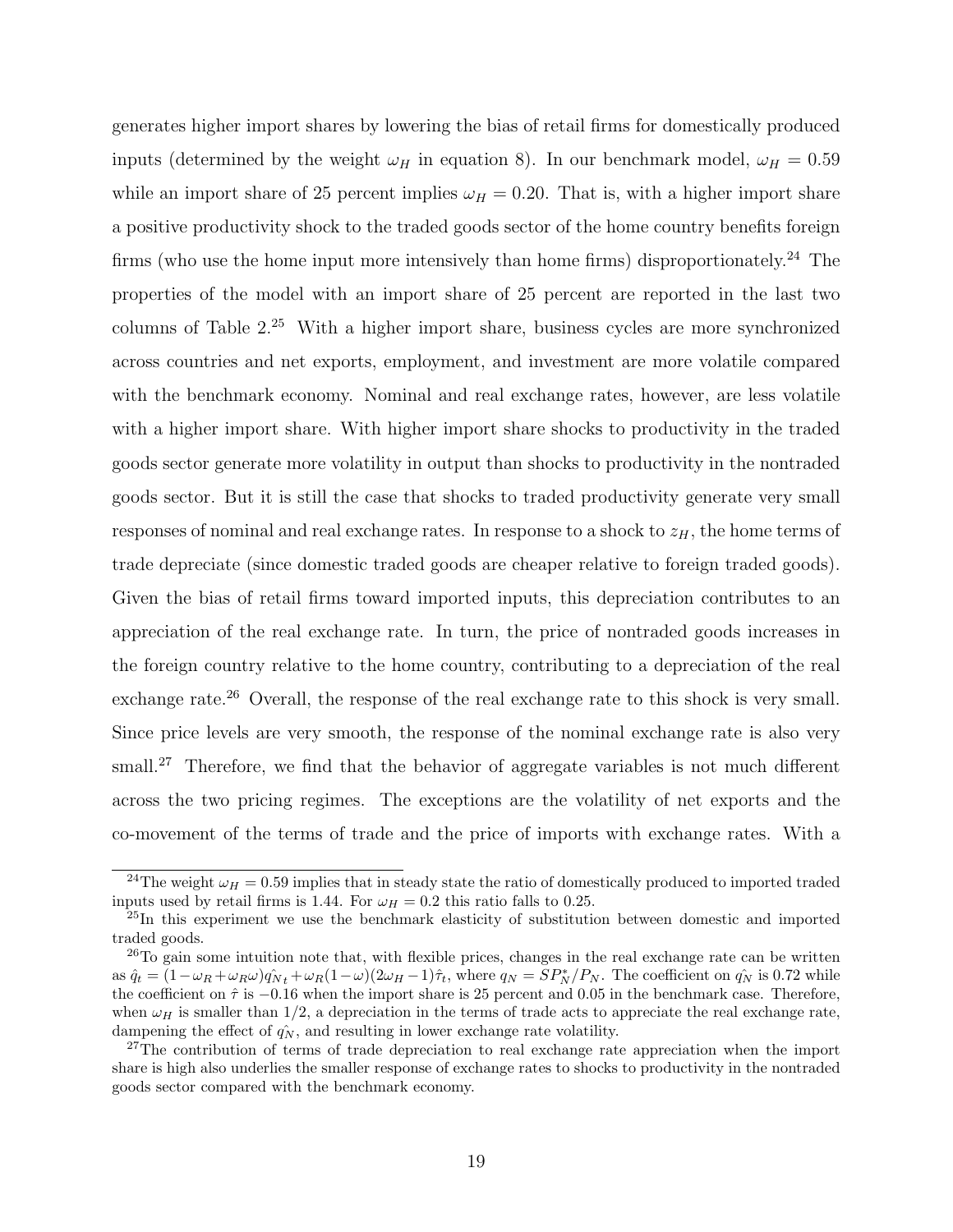generates higher import shares by lowering the bias of retail firms for domestically produced inputs (determined by the weight $\omega_H$ in equation 8). In our benchmark model, $\omega_H = 0.59$ while an import share of 25 percent implies $\omega_H = 0.20$. That is, with a higher import share a positive productivity shock to the traded goods sector of the home country benefits foreign firms (who use the home input more intensively than home firms) disproportionately.[24] The properties of the model with an import share of 25 percent are reported in the last two columns of Table 2.[25] With a higher import share, business cycles are more synchronized across countries and net exports, employment, and investment are more volatile compared with the benchmark economy. Nominal and real exchange rates, however, are less volatile with a higher import share. With higher import share shocks to productivity in the traded goods sector generate more volatility in output than shocks to productivity in the nontraded goods sector. But it is still the case that shocks to traded productivity generate very small responses of nominal and real exchange rates. In response to a shock to $z_H$, the home terms of trade depreciate (since domestic traded goods are cheaper relative to foreign traded goods). Given the bias of retail firms toward imported inputs, this depreciation contributes to an appreciation of the real exchange rate. In turn, the price of nontraded goods increases in the foreign country relative to the home country, contributing to a depreciation of the real exchange rate.[26] Overall, the response of the real exchange rate to this shock is very small. Since price levels are very smooth, the response of the nominal exchange rate is also very small.[27] Therefore, we find that the behavior of aggregate variables is not much different across the two pricing regimes. The exceptions are the volatility of net exports and the co-movement of the terms of trade and the price of imports with exchange rates. With a

[24]The weight $\omega_H = 0.59$ implies that in steady state the ratio of domestically produced to imported traded inputs used by retail firms is 1.44. For $\omega_H = 0.2$ this ratio falls to 0.25.

[25]In this experiment we use the benchmark elasticity of substitution between domestic and imported traded goods.

[26]To gain some intuition note that, with flexible prices, changes in the real exchange rate can be written as $\hat{q}_t = (1 - \omega_R + \omega_R \omega)\hat{q_N}_t + \omega_R(1-\omega)(2\omega_H - 1)\hat{\tau}_t$, where $q_N = SP_N^*/P_N$. The coefficient on $\hat{q_N}$ is 0.72 while the coefficient on $\hat{\tau}$ is $-0.16$ when the import share is 25 percent and 0.05 in the benchmark case. Therefore, when $\omega_H$ is smaller than 1/2, a depreciation in the terms of trade acts to appreciate the real exchange rate, dampening the effect of $\hat{q_N}$, and resulting in lower exchange rate volatility.

[27]The contribution of terms of trade depreciation to real exchange rate appreciation when the import share is high also underlies the smaller response of exchange rates to shocks to productivity in the nontraded goods sector compared with the benchmark economy.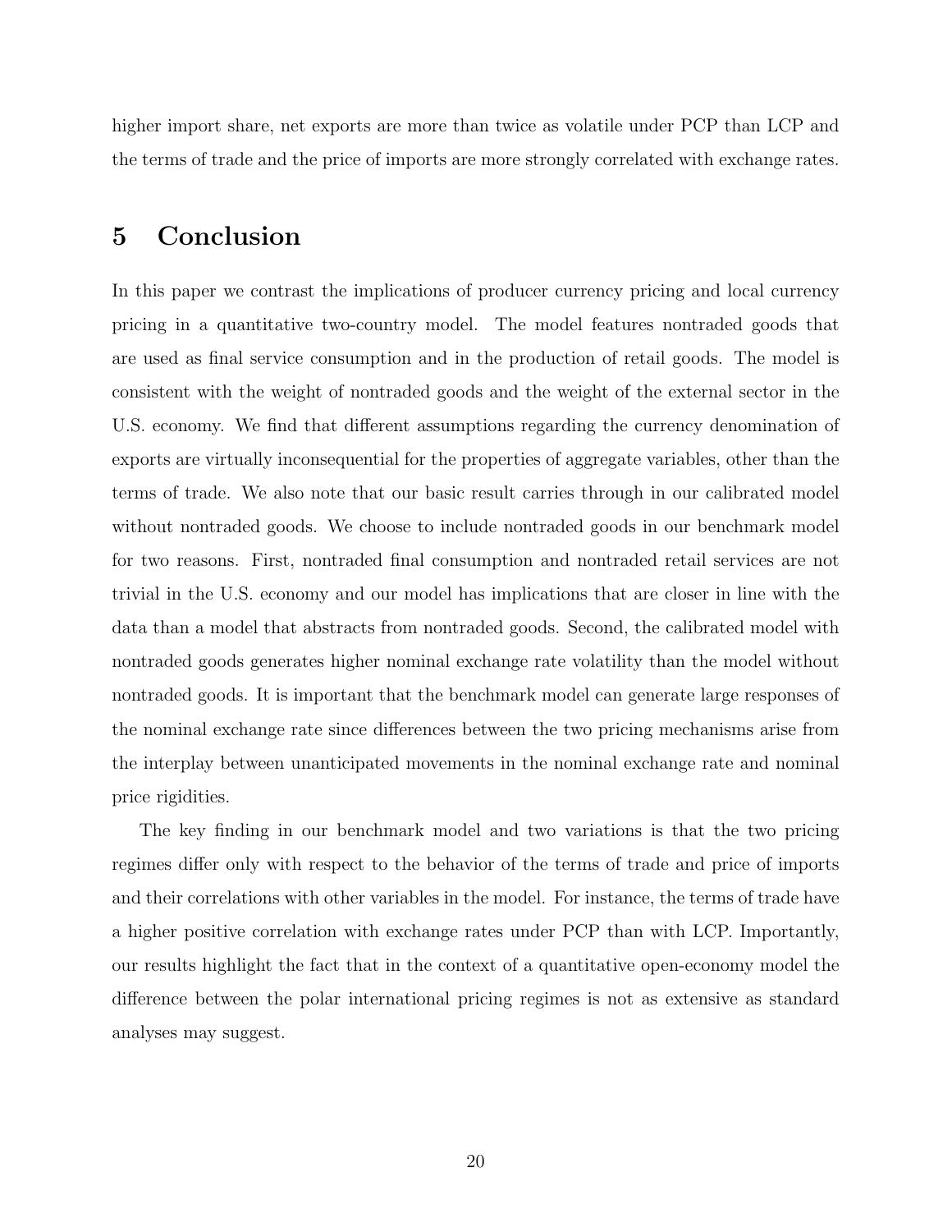higher import share, net exports are more than twice as volatile under PCP than LCP and the terms of trade and the price of imports are more strongly correlated with exchange rates.

# 5 Conclusion

In this paper we contrast the implications of producer currency pricing and local currency pricing in a quantitative two-country model. The model features nontraded goods that are used as final service consumption and in the production of retail goods. The model is consistent with the weight of nontraded goods and the weight of the external sector in the U.S. economy. We find that different assumptions regarding the currency denomination of exports are virtually inconsequential for the properties of aggregate variables, other than the terms of trade. We also note that our basic result carries through in our calibrated model without nontraded goods. We choose to include nontraded goods in our benchmark model for two reasons. First, nontraded final consumption and nontraded retail services are not trivial in the U.S. economy and our model has implications that are closer in line with the data than a model that abstracts from nontraded goods. Second, the calibrated model with nontraded goods generates higher nominal exchange rate volatility than the model without nontraded goods. It is important that the benchmark model can generate large responses of the nominal exchange rate since differences between the two pricing mechanisms arise from the interplay between unanticipated movements in the nominal exchange rate and nominal price rigidities.

The key finding in our benchmark model and two variations is that the two pricing regimes differ only with respect to the behavior of the terms of trade and price of imports and their correlations with other variables in the model. For instance, the terms of trade have a higher positive correlation with exchange rates under PCP than with LCP. Importantly, our results highlight the fact that in the context of a quantitative open-economy model the difference between the polar international pricing regimes is not as extensive as standard analyses may suggest.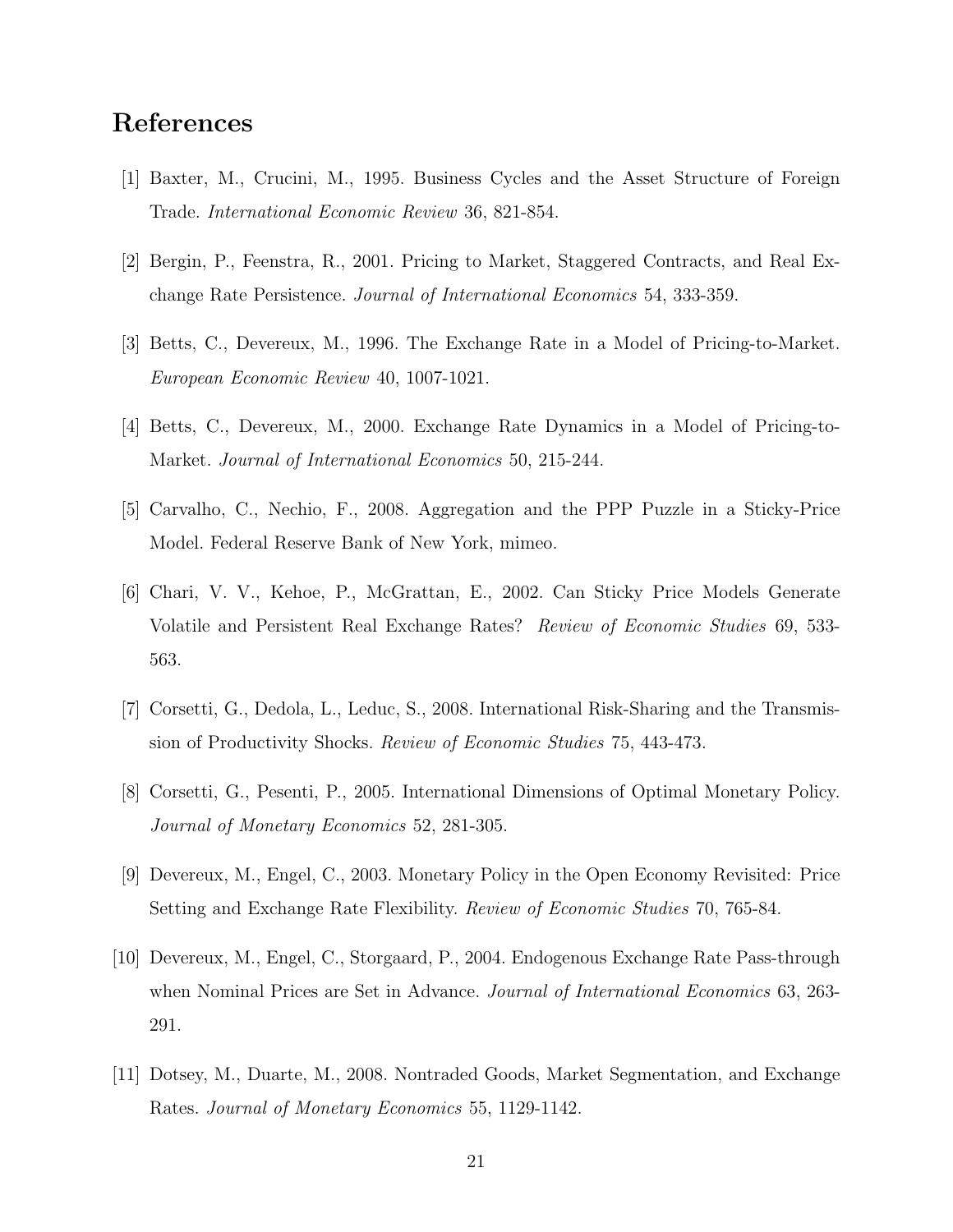# References

[1] Baxter, M., Crucini, M., 1995. Business Cycles and the Asset Structure of Foreign Trade. *International Economic Review* 36, 821-854.

[2] Bergin, P., Feenstra, R., 2001. Pricing to Market, Staggered Contracts, and Real Exchange Rate Persistence. *Journal of International Economics* 54, 333-359.

[3] Betts, C., Devereux, M., 1996. The Exchange Rate in a Model of Pricing-to-Market. *European Economic Review* 40, 1007-1021.

[4] Betts, C., Devereux, M., 2000. Exchange Rate Dynamics in a Model of Pricing-to-Market. *Journal of International Economics* 50, 215-244.

[5] Carvalho, C., Nechio, F., 2008. Aggregation and the PPP Puzzle in a Sticky-Price Model. Federal Reserve Bank of New York, mimeo.

[6] Chari, V. V., Kehoe, P., McGrattan, E., 2002. Can Sticky Price Models Generate Volatile and Persistent Real Exchange Rates? *Review of Economic Studies* 69, 533-563.

[7] Corsetti, G., Dedola, L., Leduc, S., 2008. International Risk-Sharing and the Transmission of Productivity Shocks. *Review of Economic Studies* 75, 443-473.

[8] Corsetti, G., Pesenti, P., 2005. International Dimensions of Optimal Monetary Policy. *Journal of Monetary Economics* 52, 281-305.

[9] Devereux, M., Engel, C., 2003. Monetary Policy in the Open Economy Revisited: Price Setting and Exchange Rate Flexibility. *Review of Economic Studies* 70, 765-84.

[10] Devereux, M., Engel, C., Storgaard, P., 2004. Endogenous Exchange Rate Pass-through when Nominal Prices are Set in Advance. *Journal of International Economics* 63, 263-291.

[11] Dotsey, M., Duarte, M., 2008. Nontraded Goods, Market Segmentation, and Exchange Rates. *Journal of Monetary Economics* 55, 1129-1142.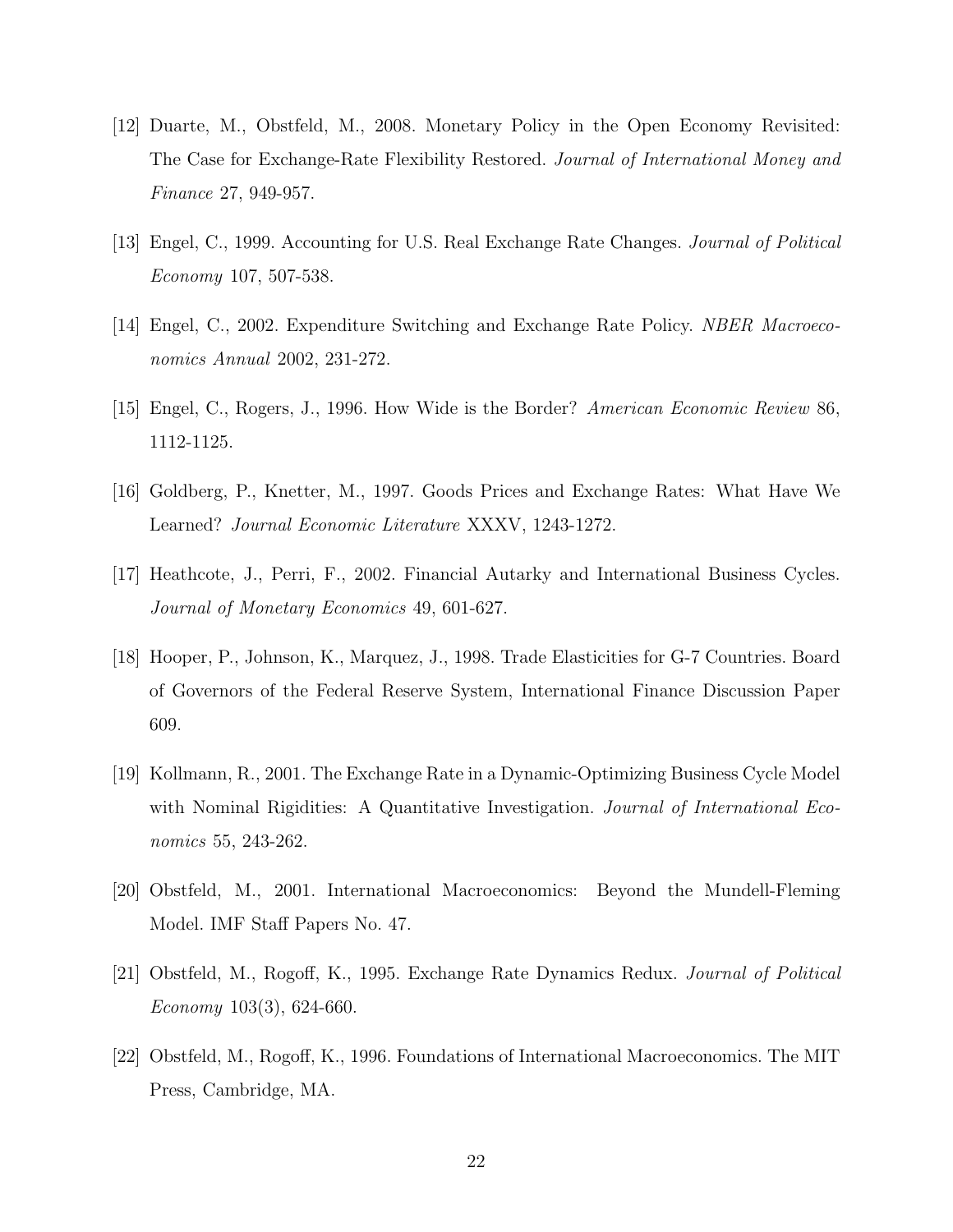[12] Duarte, M., Obstfeld, M., 2008. Monetary Policy in the Open Economy Revisited: The Case for Exchange-Rate Flexibility Restored. *Journal of International Money and Finance* 27, 949-957.

[13] Engel, C., 1999. Accounting for U.S. Real Exchange Rate Changes. *Journal of Political Economy* 107, 507-538.

[14] Engel, C., 2002. Expenditure Switching and Exchange Rate Policy. *NBER Macroeconomics Annual* 2002, 231-272.

[15] Engel, C., Rogers, J., 1996. How Wide is the Border? *American Economic Review* 86, 1112-1125.

[16] Goldberg, P., Knetter, M., 1997. Goods Prices and Exchange Rates: What Have We Learned? *Journal Economic Literature* XXXV, 1243-1272.

[17] Heathcote, J., Perri, F., 2002. Financial Autarky and International Business Cycles. *Journal of Monetary Economics* 49, 601-627.

[18] Hooper, P., Johnson, K., Marquez, J., 1998. Trade Elasticities for G-7 Countries. Board of Governors of the Federal Reserve System, International Finance Discussion Paper 609.

[19] Kollmann, R., 2001. The Exchange Rate in a Dynamic-Optimizing Business Cycle Model with Nominal Rigidities: A Quantitative Investigation. *Journal of International Economics* 55, 243-262.

[20] Obstfeld, M., 2001. International Macroeconomics: Beyond the Mundell-Fleming Model. IMF Staff Papers No. 47.

[21] Obstfeld, M., Rogoff, K., 1995. Exchange Rate Dynamics Redux. *Journal of Political Economy* 103(3), 624-660.

[22] Obstfeld, M., Rogoff, K., 1996. Foundations of International Macroeconomics. The MIT Press, Cambridge, MA.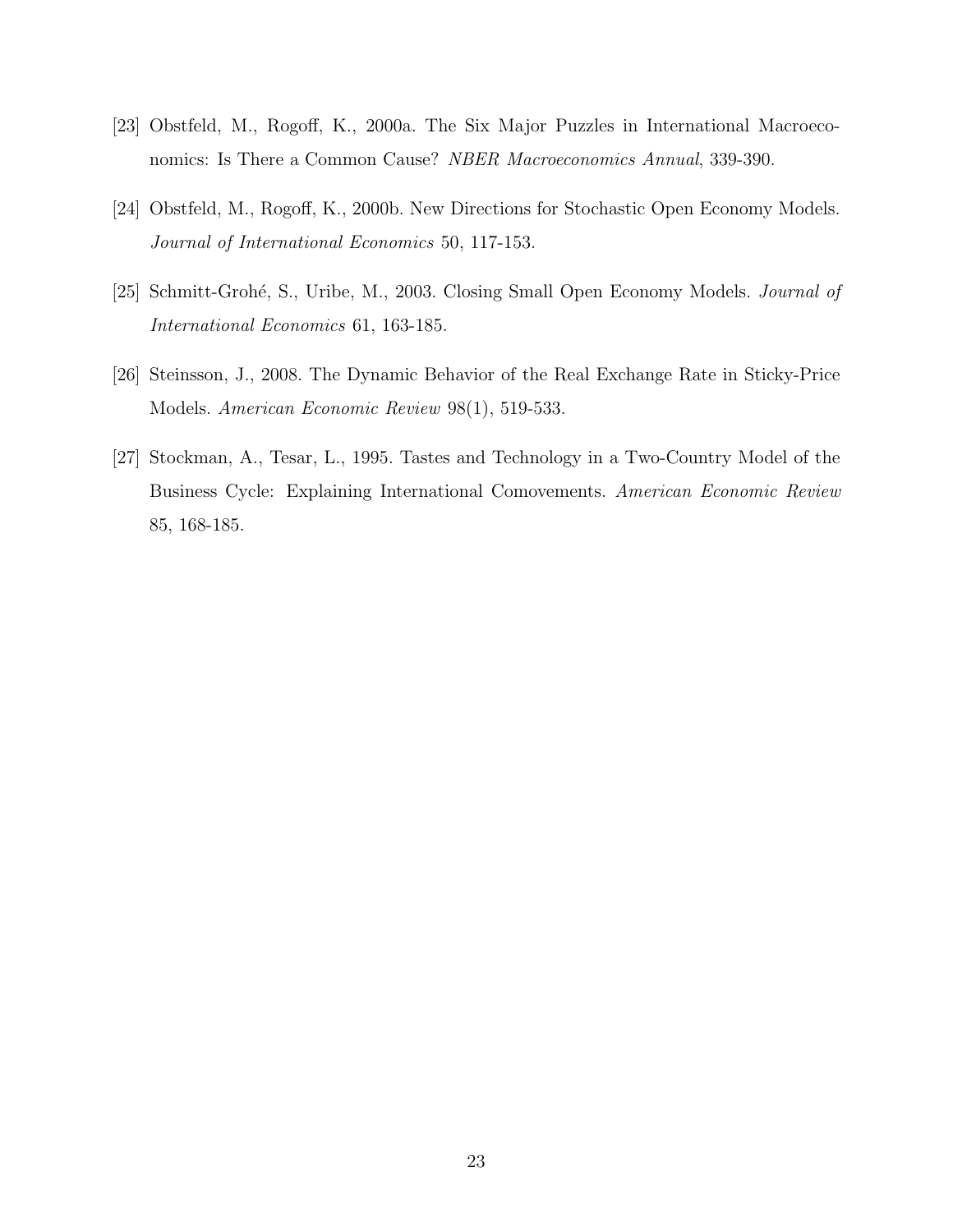[23] Obstfeld, M., Rogoff, K., 2000a. The Six Major Puzzles in International Macroeconomics: Is There a Common Cause? *NBER Macroeconomics Annual*, 339-390.

[24] Obstfeld, M., Rogoff, K., 2000b. New Directions for Stochastic Open Economy Models. *Journal of International Economics* 50, 117-153.

[25] Schmitt-Grohé, S., Uribe, M., 2003. Closing Small Open Economy Models. *Journal of International Economics* 61, 163-185.

[26] Steinsson, J., 2008. The Dynamic Behavior of the Real Exchange Rate in Sticky-Price Models. *American Economic Review* 98(1), 519-533.

[27] Stockman, A., Tesar, L., 1995. Tastes and Technology in a Two-Country Model of the Business Cycle: Explaining International Comovements. *American Economic Review* 85, 168-185.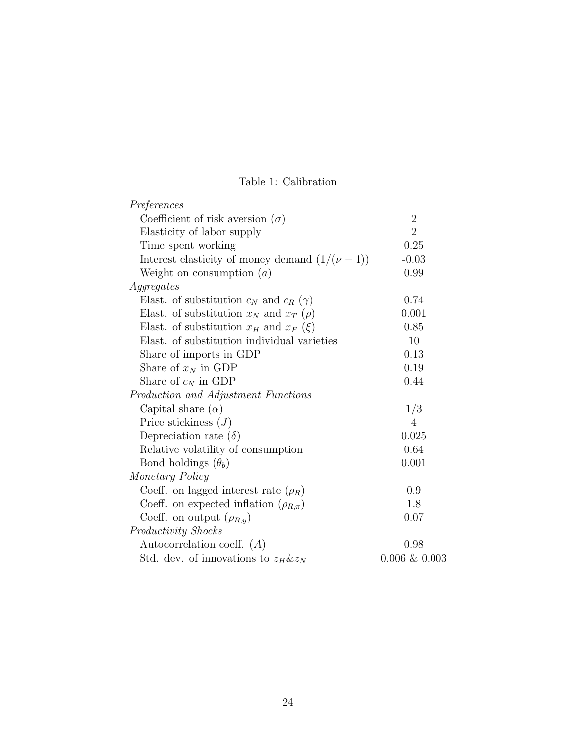Table 1: Calibration

| | |
|---|---|
| *Preferences* | |
| Coefficient of risk aversion ($\sigma$) | 2 |
| Elasticity of labor supply | 2 |
| Time spent working | 0.25 |
| Interest elasticity of money demand ($1/(\nu - 1)$) | -0.03 |
| Weight on consumption ($a$) | 0.99 |
| *Aggregates* | |
| Elast. of substitution $c_N$ and $c_R$ ($\gamma$) | 0.74 |
| Elast. of substitution $x_N$ and $x_T$ ($\rho$) | 0.001 |
| Elast. of substitution $x_H$ and $x_F$ ($\xi$) | 0.85 |
| Elast. of substitution individual varieties | 10 |
| Share of imports in GDP | 0.13 |
| Share of $x_N$ in GDP | 0.19 |
| Share of $c_N$ in GDP | 0.44 |
| *Production and Adjustment Functions* | |
| Capital share ($\alpha$) | 1/3 |
| Price stickiness ($J$) | 4 |
| Depreciation rate ($\delta$) | 0.025 |
| Relative volatility of consumption | 0.64 |
| Bond holdings ($\theta_b$) | 0.001 |
| *Monetary Policy* | |
| Coeff. on lagged interest rate ($\rho_R$) | 0.9 |
| Coeff. on expected inflation ($\rho_{R,\pi}$) | 1.8 |
| Coeff. on output ($\rho_{R,y}$) | 0.07 |
| *Productivity Shocks* | |
| Autocorrelation coeff. ($A$) | 0.98 |
| Std. dev. of innovations to $z_H$&$z_N$ | 0.006 & 0.003 |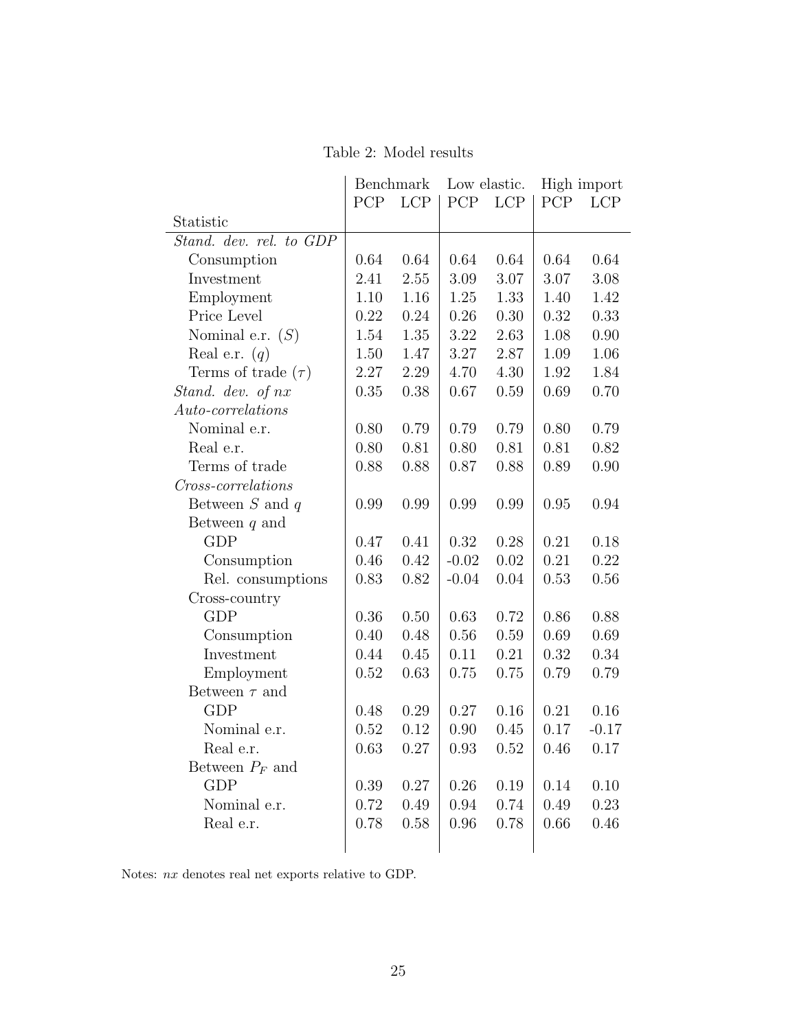Table 2: Model results

| Statistic | Benchmark | | Low elastic. | | High import | |
|---|---|---|---|---|---|---|
| | PCP | LCP | PCP | LCP | PCP | LCP |
| *Stand. dev. rel. to GDP* | | | | | | |
| Consumption | 0.64 | 0.64 | 0.64 | 0.64 | 0.64 | 0.64 |
| Investment | 2.41 | 2.55 | 3.09 | 3.07 | 3.07 | 3.08 |
| Employment | 1.10 | 1.16 | 1.25 | 1.33 | 1.40 | 1.42 |
| Price Level | 0.22 | 0.24 | 0.26 | 0.30 | 0.32 | 0.33 |
| Nominal e.r. ($S$) | 1.54 | 1.35 | 3.22 | 2.63 | 1.08 | 0.90 |
| Real e.r. ($q$) | 1.50 | 1.47 | 3.27 | 2.87 | 1.09 | 1.06 |
| Terms of trade ($\tau$) | 2.27 | 2.29 | 4.70 | 4.30 | 1.92 | 1.84 |
| *Stand. dev. of* $nx$ | 0.35 | 0.38 | 0.67 | 0.59 | 0.69 | 0.70 |
| *Auto-correlations* | | | | | | |
| Nominal e.r. | 0.80 | 0.79 | 0.79 | 0.79 | 0.80 | 0.79 |
| Real e.r. | 0.80 | 0.81 | 0.80 | 0.81 | 0.81 | 0.82 |
| Terms of trade | 0.88 | 0.88 | 0.87 | 0.88 | 0.89 | 0.90 |
| *Cross-correlations* | | | | | | |
| Between $S$ and $q$ | 0.99 | 0.99 | 0.99 | 0.99 | 0.95 | 0.94 |
| Between $q$ and | | | | | | |
| GDP | 0.47 | 0.41 | 0.32 | 0.28 | 0.21 | 0.18 |
| Consumption | 0.46 | 0.42 | -0.02 | 0.02 | 0.21 | 0.22 |
| Rel. consumptions | 0.83 | 0.82 | -0.04 | 0.04 | 0.53 | 0.56 |
| Cross-country | | | | | | |
| GDP | 0.36 | 0.50 | 0.63 | 0.72 | 0.86 | 0.88 |
| Consumption | 0.40 | 0.48 | 0.56 | 0.59 | 0.69 | 0.69 |
| Investment | 0.44 | 0.45 | 0.11 | 0.21 | 0.32 | 0.34 |
| Employment | 0.52 | 0.63 | 0.75 | 0.75 | 0.79 | 0.79 |
| Between $\tau$ and | | | | | | |
| GDP | 0.48 | 0.29 | 0.27 | 0.16 | 0.21 | 0.16 |
| Nominal e.r. | 0.52 | 0.12 | 0.90 | 0.45 | 0.17 | -0.17 |
| Real e.r. | 0.63 | 0.27 | 0.93 | 0.52 | 0.46 | 0.17 |
| Between $P_F$ and | | | | | | |
| GDP | 0.39 | 0.27 | 0.26 | 0.19 | 0.14 | 0.10 |
| Nominal e.r. | 0.72 | 0.49 | 0.94 | 0.74 | 0.49 | 0.23 |
| Real e.r. | 0.78 | 0.58 | 0.96 | 0.78 | 0.66 | 0.46 |

Notes: $nx$ denotes real net exports relative to GDP.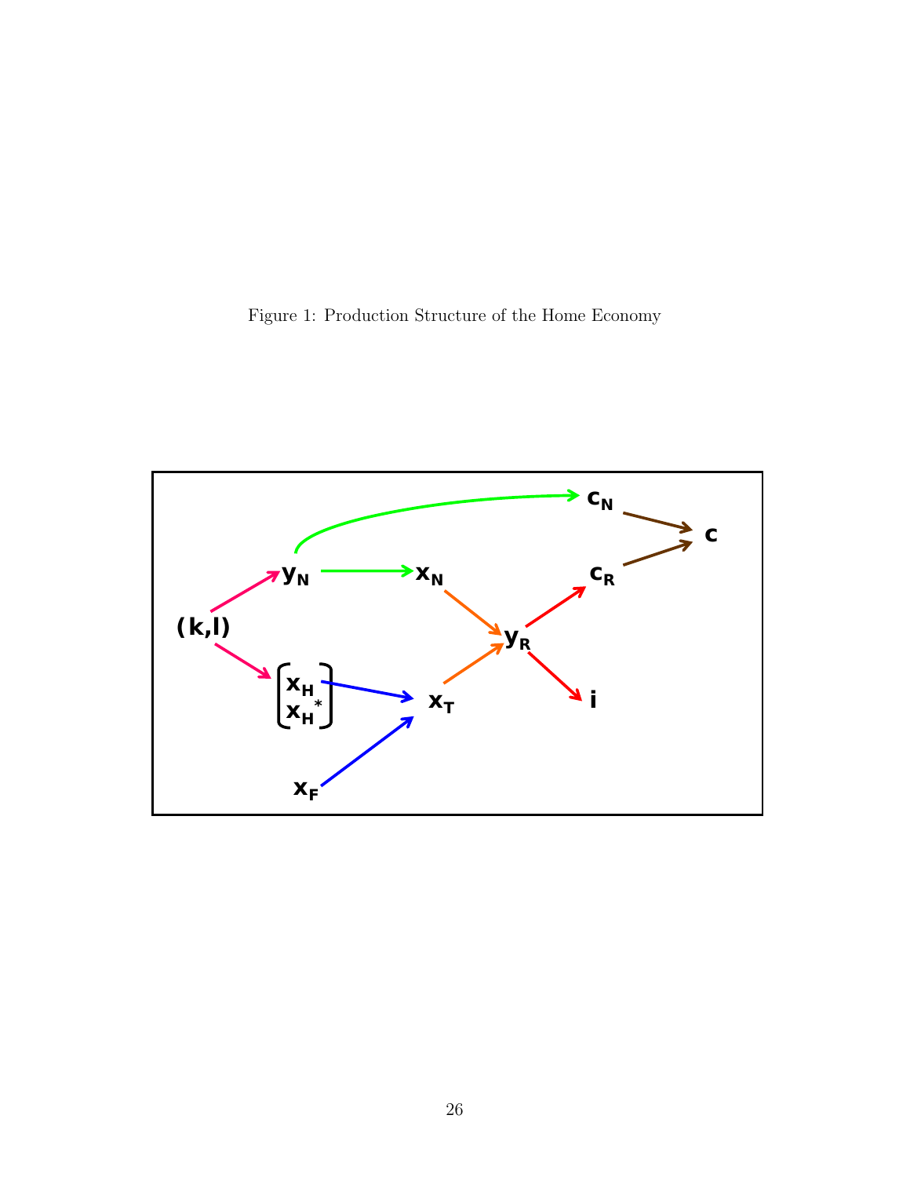Figure 1: Production Structure of the Home Economy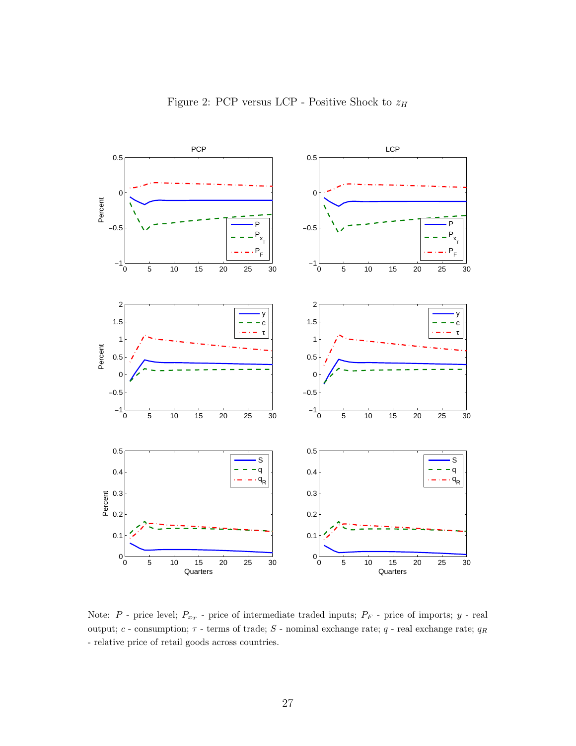Figure 2: PCP versus LCP - Positive Shock to $z_H$

Note: $P$ - price level; $P_{x_T}$ - price of intermediate traded inputs; $P_F$ - price of imports; $y$ - real output; $c$ - consumption; $\tau$ - terms of trade; $S$ - nominal exchange rate; $q$ - real exchange rate; $q_R$ - relative price of retail goods across countries.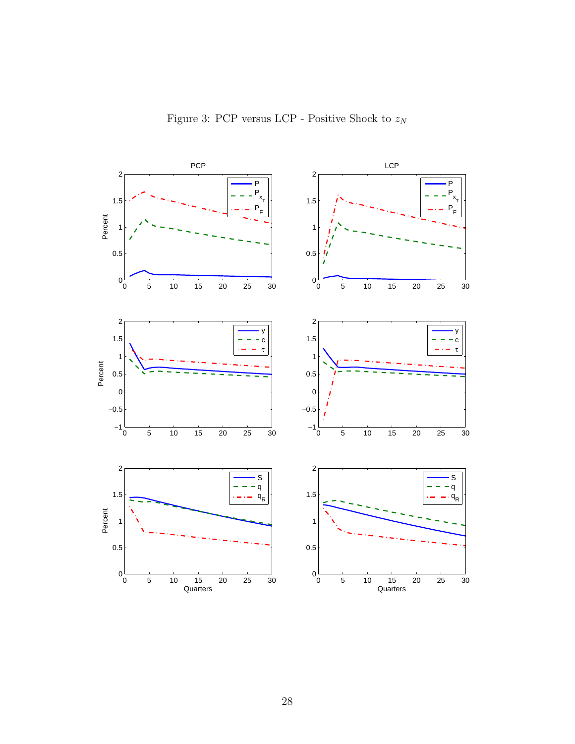Figure 3: PCP versus LCP - Positive Shock to $z_N$

PCP

LCP

Percent

P

$P_{x_T}$

$P_F$

y

c

τ

S

q

$q_R$

Quarters

0 5 10 15 20 25 30

2 1.5 1 0.5 0

2 1.5 1 0.5 0 −0.5 −1